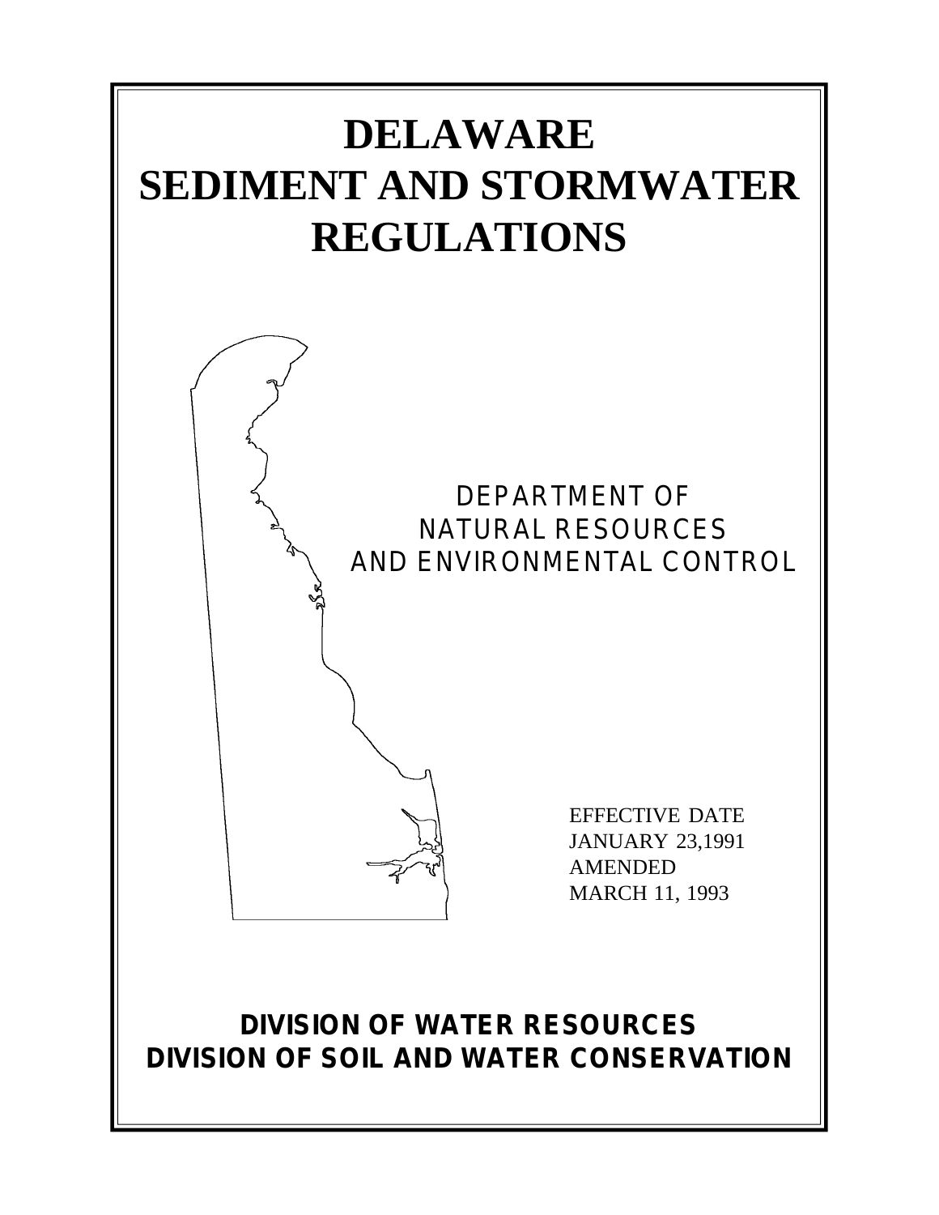# DELAWARE SEDIMENT AND STORMWATER REGULATIONS

DEPARTMENT OF
NATURAL RESOURCES
AND ENVIRONMENTAL CONTROL

EFFECTIVE DATE
JANUARY 23,1991
AMENDED
MARCH 11, 1993

**DIVISION OF WATER RESOURCES**
**DIVISION OF SOIL AND WATER CONSERVATION**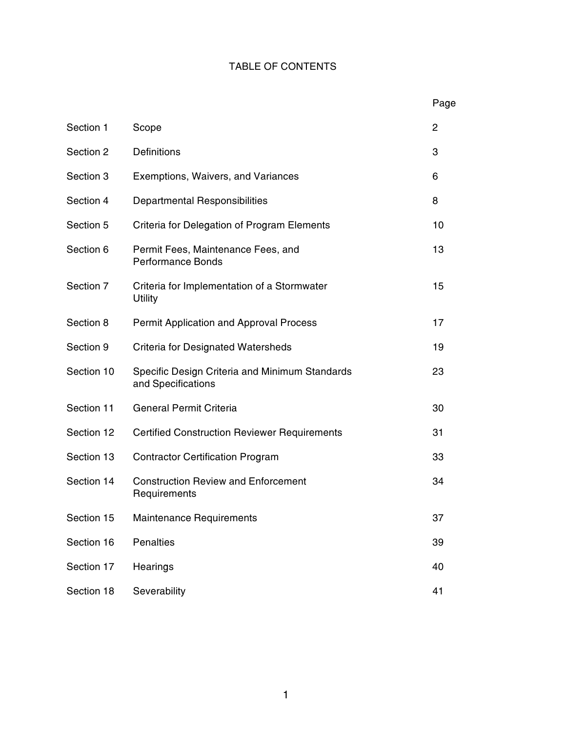# TABLE OF CONTENTS

| | | Page |
|---|---|---|
| Section 1 | Scope | 2 |
| Section 2 | Definitions | 3 |
| Section 3 | Exemptions, Waivers, and Variances | 6 |
| Section 4 | Departmental Responsibilities | 8 |
| Section 5 | Criteria for Delegation of Program Elements | 10 |
| Section 6 | Permit Fees, Maintenance Fees, and Performance Bonds | 13 |
| Section 7 | Criteria for Implementation of a Stormwater Utility | 15 |
| Section 8 | Permit Application and Approval Process | 17 |
| Section 9 | Criteria for Designated Watersheds | 19 |
| Section 10 | Specific Design Criteria and Minimum Standards and Specifications | 23 |
| Section 11 | General Permit Criteria | 30 |
| Section 12 | Certified Construction Reviewer Requirements | 31 |
| Section 13 | Contractor Certification Program | 33 |
| Section 14 | Construction Review and Enforcement Requirements | 34 |
| Section 15 | Maintenance Requirements | 37 |
| Section 16 | Penalties | 39 |
| Section 17 | Hearings | 40 |
| Section 18 | Severability | 41 |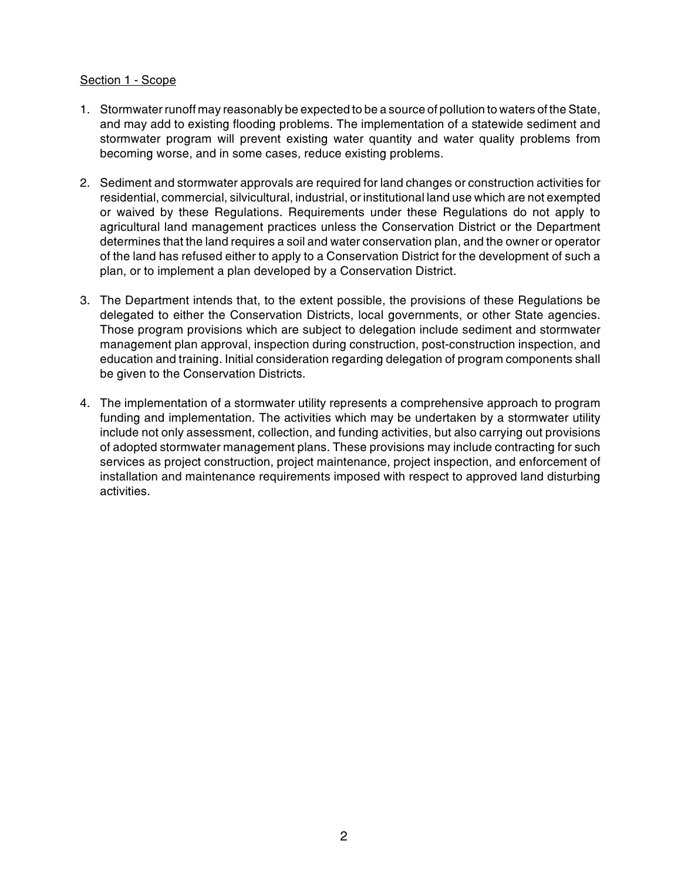Section 1 - Scope

1. Stormwater runoff may reasonably be expected to be a source of pollution to waters of the State, and may add to existing flooding problems. The implementation of a statewide sediment and stormwater program will prevent existing water quantity and water quality problems from becoming worse, and in some cases, reduce existing problems.

2. Sediment and stormwater approvals are required for land changes or construction activities for residential, commercial, silvicultural, industrial, or institutional land use which are not exempted or waived by these Regulations. Requirements under these Regulations do not apply to agricultural land management practices unless the Conservation District or the Department determines that the land requires a soil and water conservation plan, and the owner or operator of the land has refused either to apply to a Conservation District for the development of such a plan, or to implement a plan developed by a Conservation District.

3. The Department intends that, to the extent possible, the provisions of these Regulations be delegated to either the Conservation Districts, local governments, or other State agencies. Those program provisions which are subject to delegation include sediment and stormwater management plan approval, inspection during construction, post-construction inspection, and education and training. Initial consideration regarding delegation of program components shall be given to the Conservation Districts.

4. The implementation of a stormwater utility represents a comprehensive approach to program funding and implementation. The activities which may be undertaken by a stormwater utility include not only assessment, collection, and funding activities, but also carrying out provisions of adopted stormwater management plans. These provisions may include contracting for such services as project construction, project maintenance, project inspection, and enforcement of installation and maintenance requirements imposed with respect to approved land disturbing activities.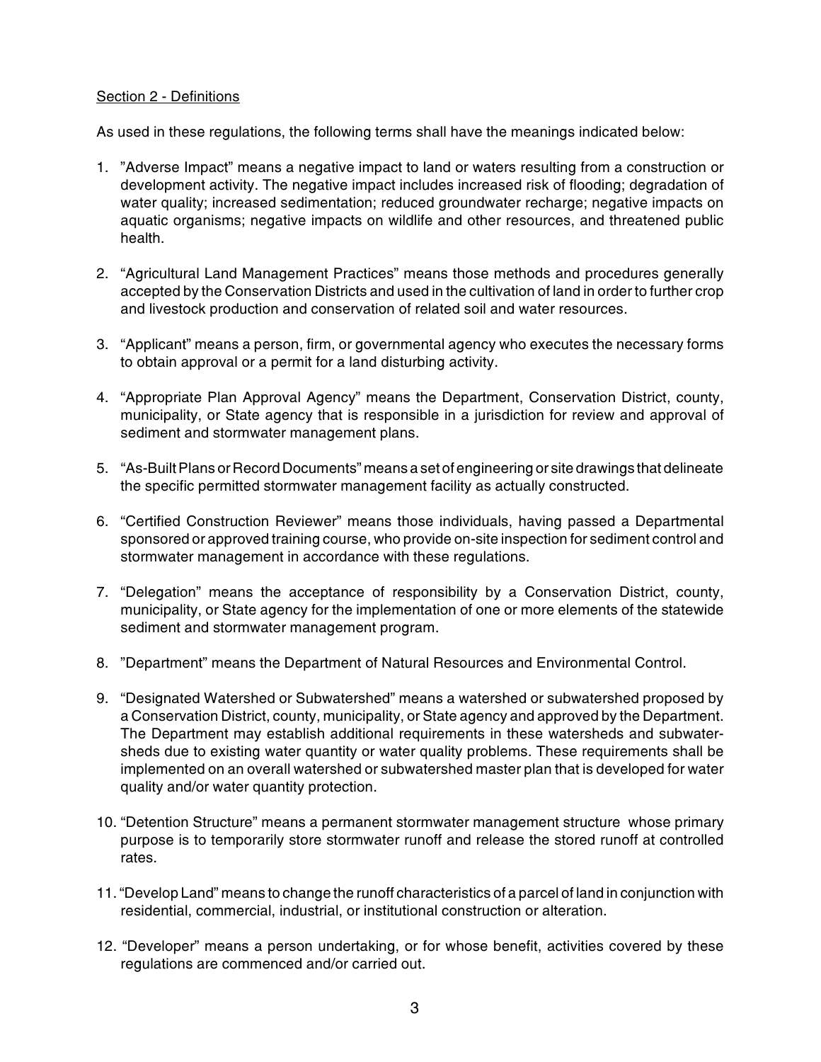Section 2 - Definitions

As used in these regulations, the following terms shall have the meanings indicated below:

1. "Adverse Impact" means a negative impact to land or waters resulting from a construction or development activity. The negative impact includes increased risk of flooding; degradation of water quality; increased sedimentation; reduced groundwater recharge; negative impacts on aquatic organisms; negative impacts on wildlife and other resources, and threatened public health.

2. "Agricultural Land Management Practices" means those methods and procedures generally accepted by the Conservation Districts and used in the cultivation of land in order to further crop and livestock production and conservation of related soil and water resources.

3. "Applicant" means a person, firm, or governmental agency who executes the necessary forms to obtain approval or a permit for a land disturbing activity.

4. "Appropriate Plan Approval Agency" means the Department, Conservation District, county, municipality, or State agency that is responsible in a jurisdiction for review and approval of sediment and stormwater management plans.

5. "As-Built Plans or Record Documents" means a set of engineering or site drawings that delineate the specific permitted stormwater management facility as actually constructed.

6. "Certified Construction Reviewer" means those individuals, having passed a Departmental sponsored or approved training course, who provide on-site inspection for sediment control and stormwater management in accordance with these regulations.

7. "Delegation" means the acceptance of responsibility by a Conservation District, county, municipality, or State agency for the implementation of one or more elements of the statewide sediment and stormwater management program.

8. "Department" means the Department of Natural Resources and Environmental Control.

9. "Designated Watershed or Subwatershed" means a watershed or subwatershed proposed by a Conservation District, county, municipality, or State agency and approved by the Department. The Department may establish additional requirements in these watersheds and subwatersheds due to existing water quantity or water quality problems. These requirements shall be implemented on an overall watershed or subwatershed master plan that is developed for water quality and/or water quantity protection.

10. "Detention Structure" means a permanent stormwater management structure whose primary purpose is to temporarily store stormwater runoff and release the stored runoff at controlled rates.

11. "Develop Land" means to change the runoff characteristics of a parcel of land in conjunction with residential, commercial, industrial, or institutional construction or alteration.

12. "Developer" means a person undertaking, or for whose benefit, activities covered by these regulations are commenced and/or carried out.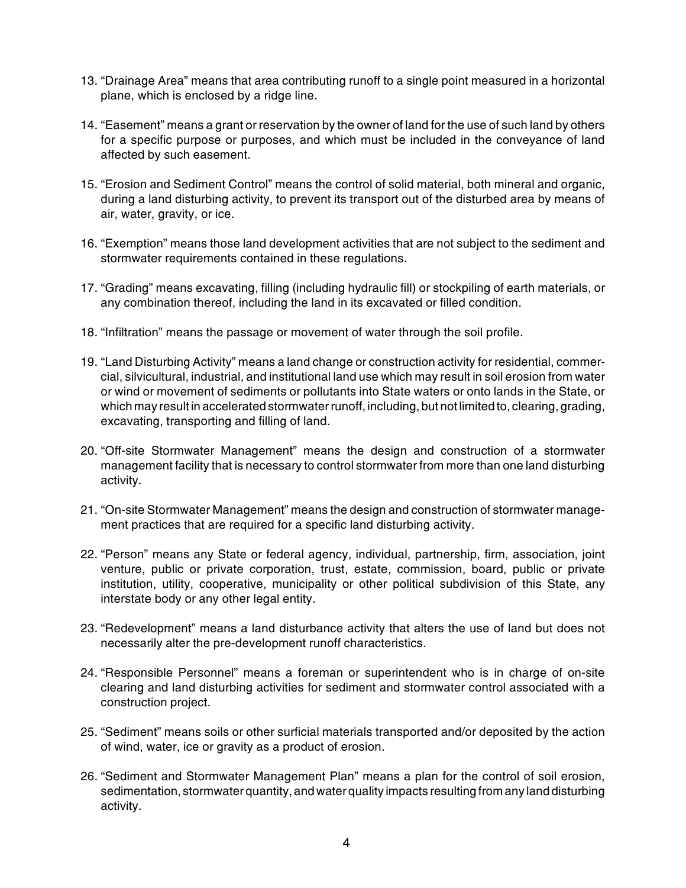13. “Drainage Area” means that area contributing runoff to a single point measured in a horizontal plane, which is enclosed by a ridge line.

14. “Easement” means a grant or reservation by the owner of land for the use of such land by others for a specific purpose or purposes, and which must be included in the conveyance of land affected by such easement.

15. “Erosion and Sediment Control” means the control of solid material, both mineral and organic, during a land disturbing activity, to prevent its transport out of the disturbed area by means of air, water, gravity, or ice.

16. “Exemption” means those land development activities that are not subject to the sediment and stormwater requirements contained in these regulations.

17. “Grading” means excavating, filling (including hydraulic fill) or stockpiling of earth materials, or any combination thereof, including the land in its excavated or filled condition.

18. “Infiltration” means the passage or movement of water through the soil profile.

19. “Land Disturbing Activity” means a land change or construction activity for residential, commercial, silvicultural, industrial, and institutional land use which may result in soil erosion from water or wind or movement of sediments or pollutants into State waters or onto lands in the State, or which may result in accelerated stormwater runoff, including, but not limited to, clearing, grading, excavating, transporting and filling of land.

20. “Off-site Stormwater Management” means the design and construction of a stormwater management facility that is necessary to control stormwater from more than one land disturbing activity.

21. “On-site Stormwater Management” means the design and construction of stormwater management practices that are required for a specific land disturbing activity.

22. “Person” means any State or federal agency, individual, partnership, firm, association, joint venture, public or private corporation, trust, estate, commission, board, public or private institution, utility, cooperative, municipality or other political subdivision of this State, any interstate body or any other legal entity.

23. “Redevelopment” means a land disturbance activity that alters the use of land but does not necessarily alter the pre-development runoff characteristics.

24. “Responsible Personnel” means a foreman or superintendent who is in charge of on-site clearing and land disturbing activities for sediment and stormwater control associated with a construction project.

25. “Sediment” means soils or other surficial materials transported and/or deposited by the action of wind, water, ice or gravity as a product of erosion.

26. “Sediment and Stormwater Management Plan” means a plan for the control of soil erosion, sedimentation, stormwater quantity, and water quality impacts resulting from any land disturbing activity.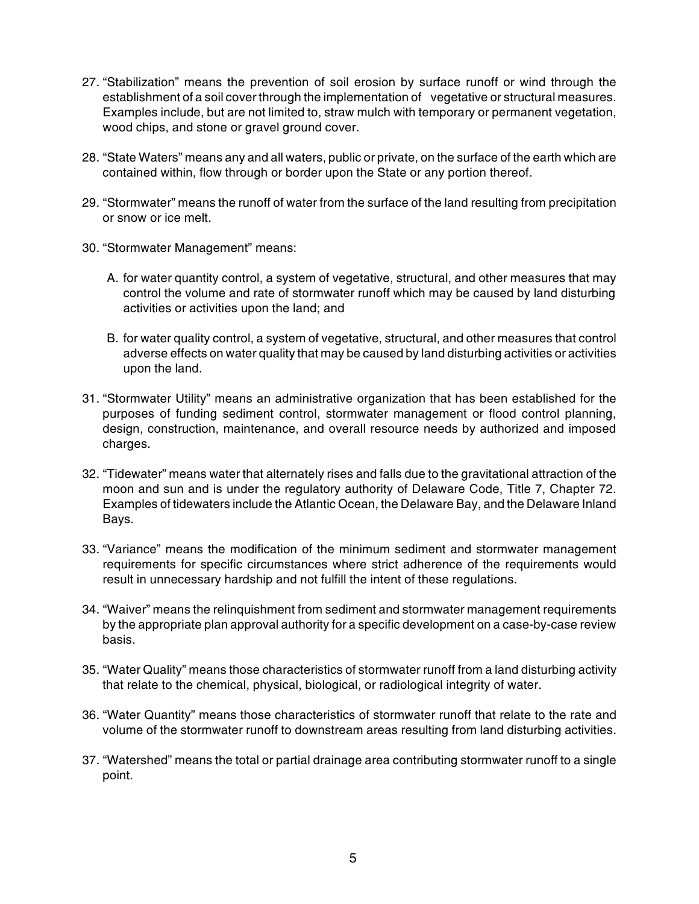27. “Stabilization” means the prevention of soil erosion by surface runoff or wind through the establishment of a soil cover through the implementation of vegetative or structural measures. Examples include, but are not limited to, straw mulch with temporary or permanent vegetation, wood chips, and stone or gravel ground cover.

28. “State Waters” means any and all waters, public or private, on the surface of the earth which are contained within, flow through or border upon the State or any portion thereof.

29. “Stormwater” means the runoff of water from the surface of the land resulting from precipitation or snow or ice melt.

30. “Stormwater Management” means:

    A. for water quantity control, a system of vegetative, structural, and other measures that may control the volume and rate of stormwater runoff which may be caused by land disturbing activities or activities upon the land; and

    B. for water quality control, a system of vegetative, structural, and other measures that control adverse effects on water quality that may be caused by land disturbing activities or activities upon the land.

31. “Stormwater Utility” means an administrative organization that has been established for the purposes of funding sediment control, stormwater management or flood control planning, design, construction, maintenance, and overall resource needs by authorized and imposed charges.

32. “Tidewater” means water that alternately rises and falls due to the gravitational attraction of the moon and sun and is under the regulatory authority of Delaware Code, Title 7, Chapter 72. Examples of tidewaters include the Atlantic Ocean, the Delaware Bay, and the Delaware Inland Bays.

33. “Variance” means the modification of the minimum sediment and stormwater management requirements for specific circumstances where strict adherence of the requirements would result in unnecessary hardship and not fulfill the intent of these regulations.

34. “Waiver” means the relinquishment from sediment and stormwater management requirements by the appropriate plan approval authority for a specific development on a case-by-case review basis.

35. “Water Quality” means those characteristics of stormwater runoff from a land disturbing activity that relate to the chemical, physical, biological, or radiological integrity of water.

36. “Water Quantity” means those characteristics of stormwater runoff that relate to the rate and volume of the stormwater runoff to downstream areas resulting from land disturbing activities.

37. “Watershed” means the total or partial drainage area contributing stormwater runoff to a single point.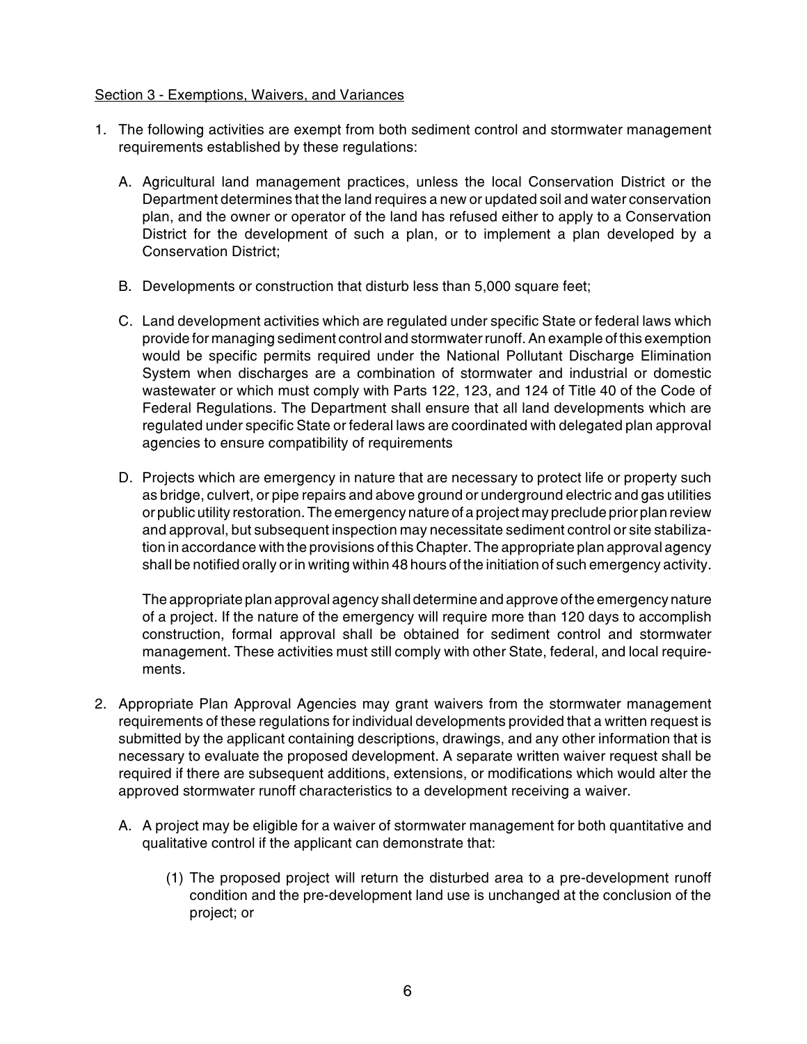Section 3 - Exemptions, Waivers, and Variances

1. The following activities are exempt from both sediment control and stormwater management requirements established by these regulations:

   A. Agricultural land management practices, unless the local Conservation District or the Department determines that the land requires a new or updated soil and water conservation plan, and the owner or operator of the land has refused either to apply to a Conservation District for the development of such a plan, or to implement a plan developed by a Conservation District;

   B. Developments or construction that disturb less than 5,000 square feet;

   C. Land development activities which are regulated under specific State or federal laws which provide for managing sediment control and stormwater runoff. An example of this exemption would be specific permits required under the National Pollutant Discharge Elimination System when discharges are a combination of stormwater and industrial or domestic wastewater or which must comply with Parts 122, 123, and 124 of Title 40 of the Code of Federal Regulations. The Department shall ensure that all land developments which are regulated under specific State or federal laws are coordinated with delegated plan approval agencies to ensure compatibility of requirements

   D. Projects which are emergency in nature that are necessary to protect life or property such as bridge, culvert, or pipe repairs and above ground or underground electric and gas utilities or public utility restoration. The emergency nature of a project may preclude prior plan review and approval, but subsequent inspection may necessitate sediment control or site stabilization in accordance with the provisions of this Chapter. The appropriate plan approval agency shall be notified orally or in writing within 48 hours of the initiation of such emergency activity.

      The appropriate plan approval agency shall determine and approve of the emergency nature of a project. If the nature of the emergency will require more than 120 days to accomplish construction, formal approval shall be obtained for sediment control and stormwater management. These activities must still comply with other State, federal, and local requirements.

2. Appropriate Plan Approval Agencies may grant waivers from the stormwater management requirements of these regulations for individual developments provided that a written request is submitted by the applicant containing descriptions, drawings, and any other information that is necessary to evaluate the proposed development. A separate written waiver request shall be required if there are subsequent additions, extensions, or modifications which would alter the approved stormwater runoff characteristics to a development receiving a waiver.

   A. A project may be eligible for a waiver of stormwater management for both quantitative and qualitative control if the applicant can demonstrate that:

      (1) The proposed project will return the disturbed area to a pre-development runoff condition and the pre-development land use is unchanged at the conclusion of the project; or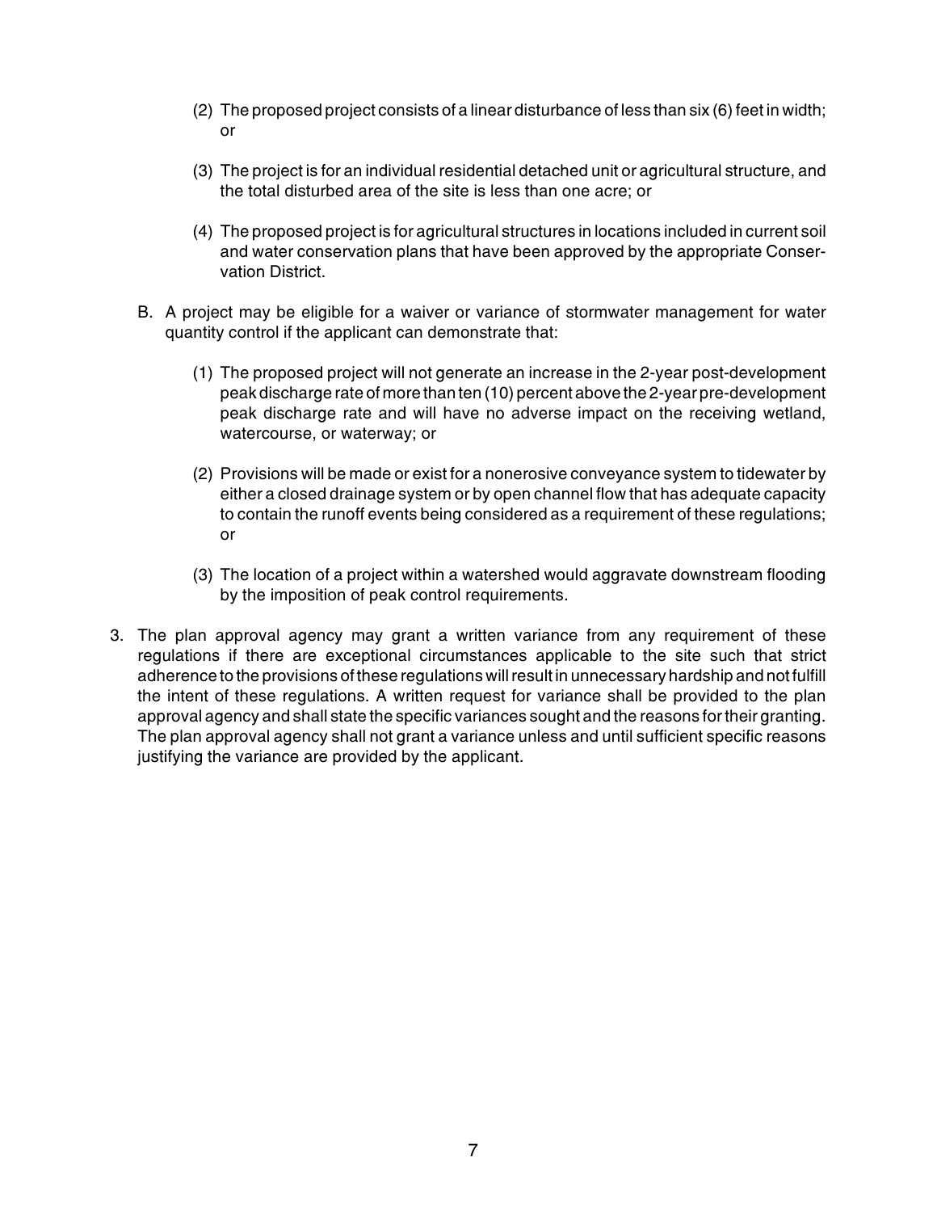(2) The proposed project consists of a linear disturbance of less than six (6) feet in width; or

(3) The project is for an individual residential detached unit or agricultural structure, and the total disturbed area of the site is less than one acre; or

(4) The proposed project is for agricultural structures in locations included in current soil and water conservation plans that have been approved by the appropriate Conservation District.

B. A project may be eligible for a waiver or variance of stormwater management for water quantity control if the applicant can demonstrate that:

(1) The proposed project will not generate an increase in the 2-year post-development peak discharge rate of more than ten (10) percent above the 2-year pre-development peak discharge rate and will have no adverse impact on the receiving wetland, watercourse, or waterway; or

(2) Provisions will be made or exist for a nonerosive conveyance system to tidewater by either a closed drainage system or by open channel flow that has adequate capacity to contain the runoff events being considered as a requirement of these regulations; or

(3) The location of a project within a watershed would aggravate downstream flooding by the imposition of peak control requirements.

3. The plan approval agency may grant a written variance from any requirement of these regulations if there are exceptional circumstances applicable to the site such that strict adherence to the provisions of these regulations will result in unnecessary hardship and not fulfill the intent of these regulations. A written request for variance shall be provided to the plan approval agency and shall state the specific variances sought and the reasons for their granting. The plan approval agency shall not grant a variance unless and until sufficient specific reasons justifying the variance are provided by the applicant.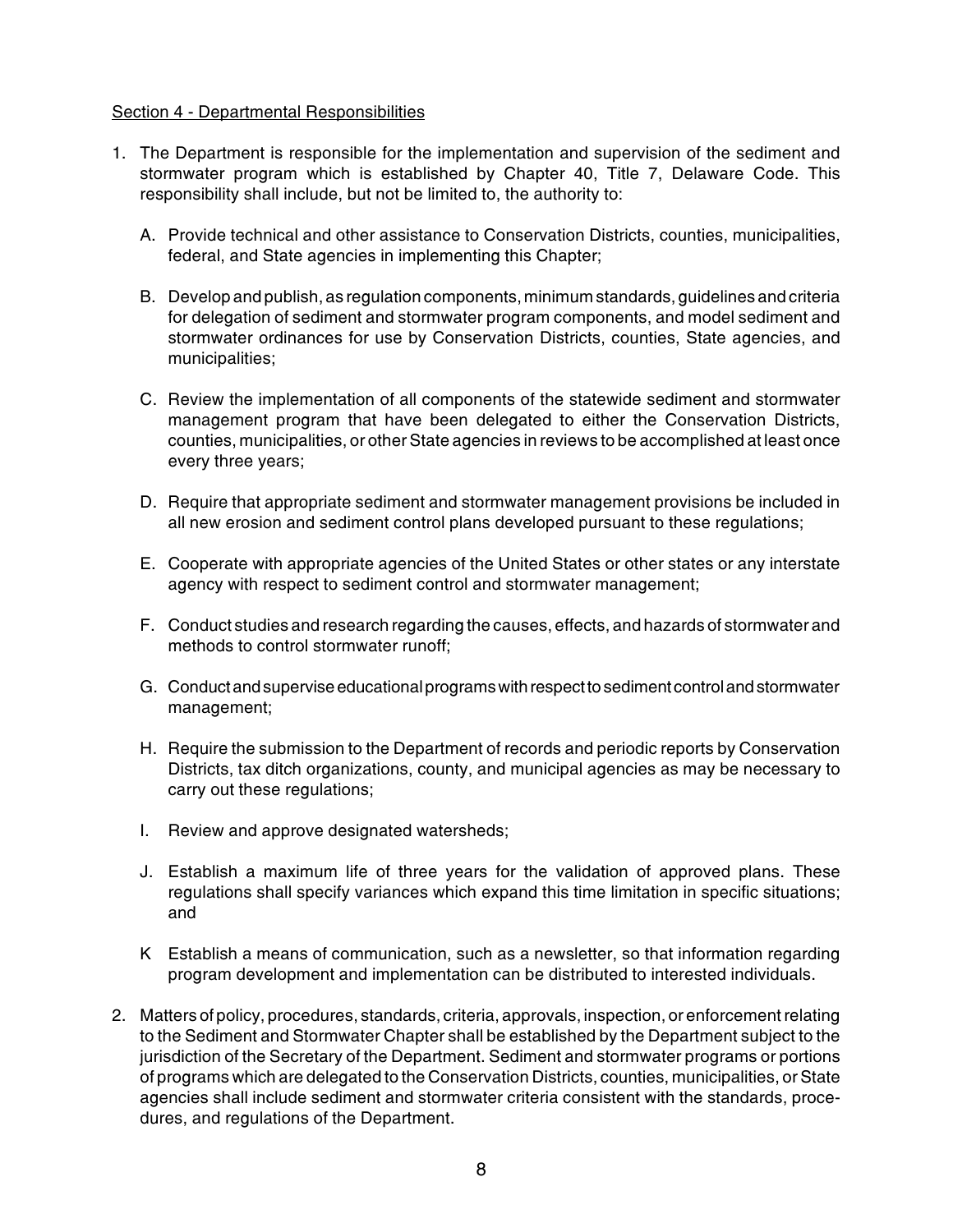Section 4 - Departmental Responsibilities

1. The Department is responsible for the implementation and supervision of the sediment and stormwater program which is established by Chapter 40, Title 7, Delaware Code. This responsibility shall include, but not be limited to, the authority to:

   A. Provide technical and other assistance to Conservation Districts, counties, municipalities, federal, and State agencies in implementing this Chapter;

   B. Develop and publish, as regulation components, minimum standards, guidelines and criteria for delegation of sediment and stormwater program components, and model sediment and stormwater ordinances for use by Conservation Districts, counties, State agencies, and municipalities;

   C. Review the implementation of all components of the statewide sediment and stormwater management program that have been delegated to either the Conservation Districts, counties, municipalities, or other State agencies in reviews to be accomplished at least once every three years;

   D. Require that appropriate sediment and stormwater management provisions be included in all new erosion and sediment control plans developed pursuant to these regulations;

   E. Cooperate with appropriate agencies of the United States or other states or any interstate agency with respect to sediment control and stormwater management;

   F. Conduct studies and research regarding the causes, effects, and hazards of stormwater and methods to control stormwater runoff;

   G. Conduct and supervise educational programs with respect to sediment control and stormwater management;

   H. Require the submission to the Department of records and periodic reports by Conservation Districts, tax ditch organizations, county, and municipal agencies as may be necessary to carry out these regulations;

   I. Review and approve designated watersheds;

   J. Establish a maximum life of three years for the validation of approved plans. These regulations shall specify variances which expand this time limitation in specific situations; and

   K Establish a means of communication, such as a newsletter, so that information regarding program development and implementation can be distributed to interested individuals.

2. Matters of policy, procedures, standards, criteria, approvals, inspection, or enforcement relating to the Sediment and Stormwater Chapter shall be established by the Department subject to the jurisdiction of the Secretary of the Department. Sediment and stormwater programs or portions of programs which are delegated to the Conservation Districts, counties, municipalities, or State agencies shall include sediment and stormwater criteria consistent with the standards, procedures, and regulations of the Department.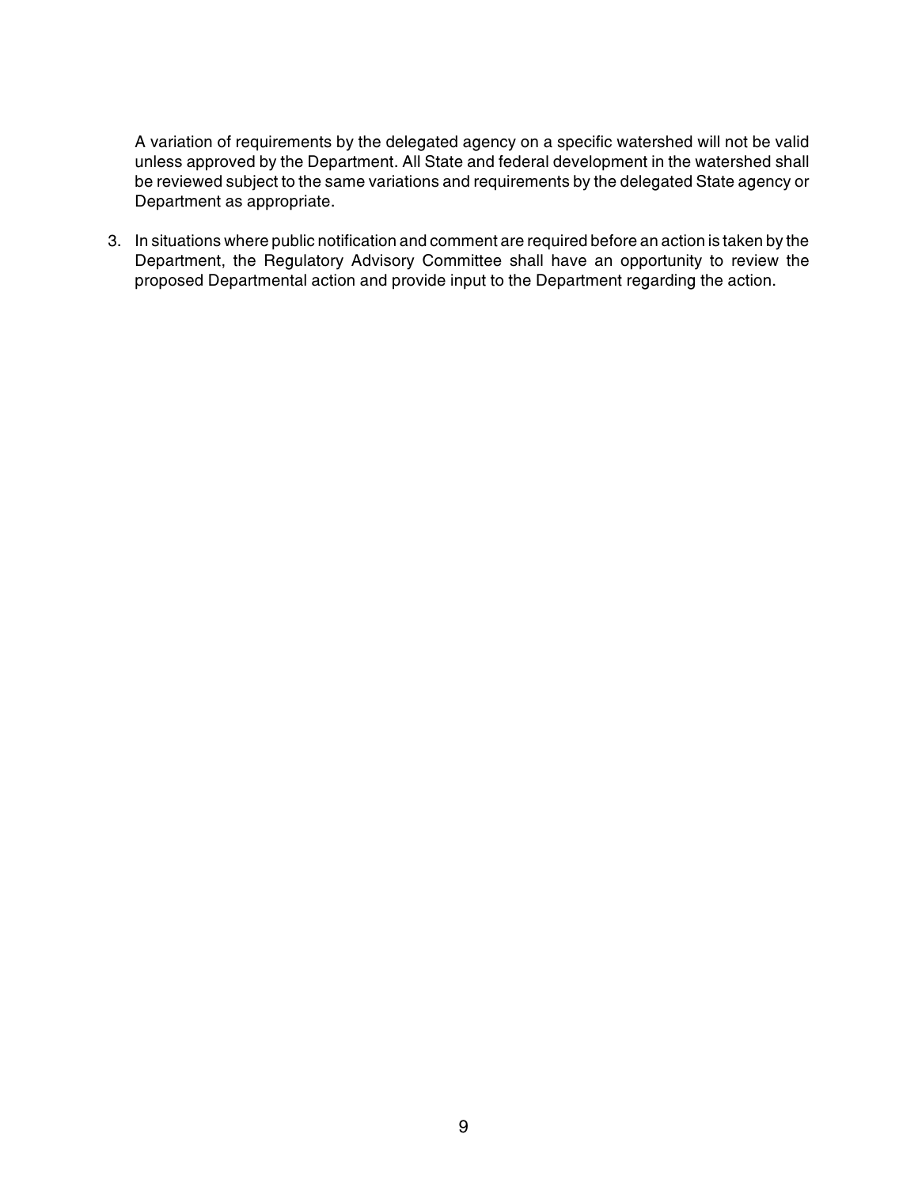A variation of requirements by the delegated agency on a specific watershed will not be valid unless approved by the Department. All State and federal development in the watershed shall be reviewed subject to the same variations and requirements by the delegated State agency or Department as appropriate.

3. In situations where public notification and comment are required before an action is taken by the Department, the Regulatory Advisory Committee shall have an opportunity to review the proposed Departmental action and provide input to the Department regarding the action.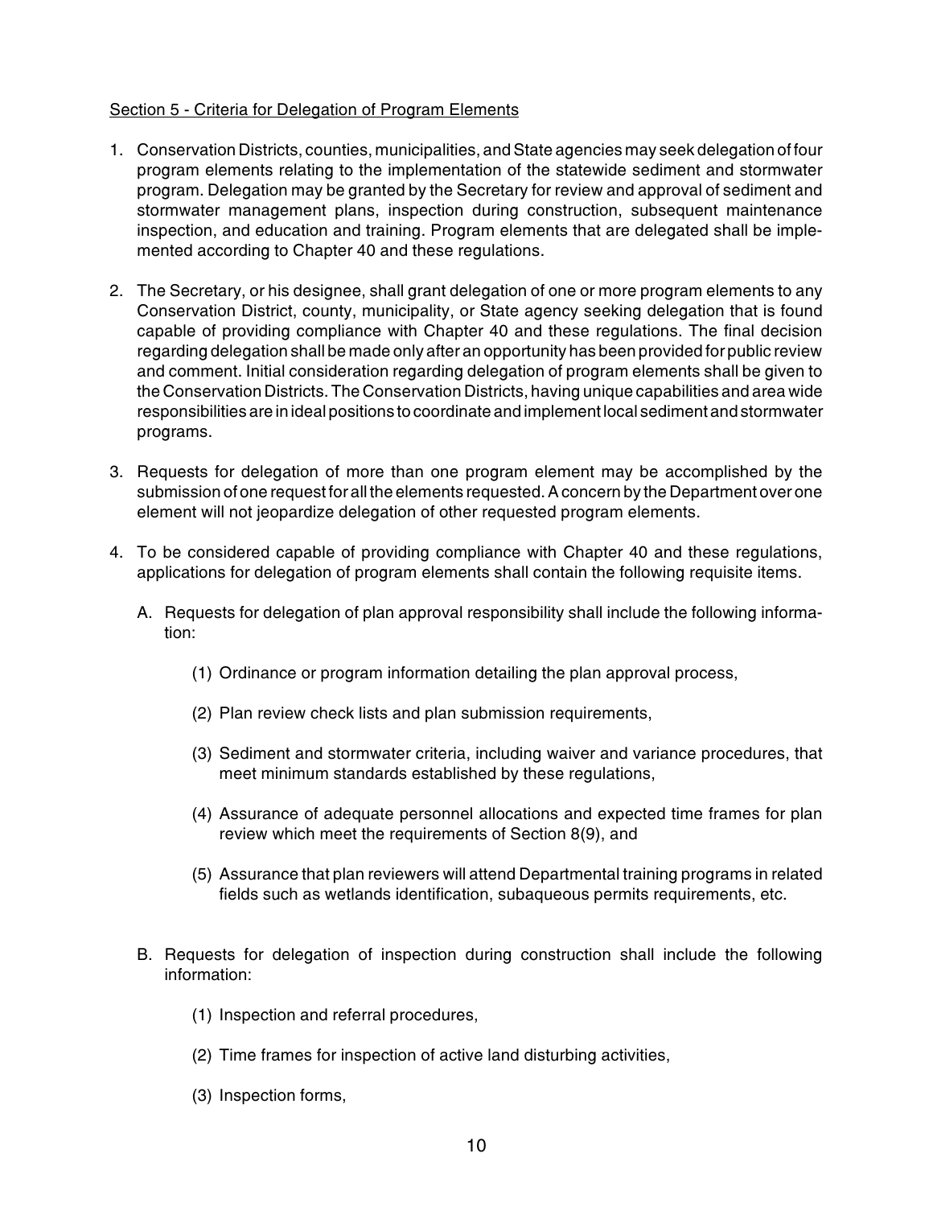Section 5 - Criteria for Delegation of Program Elements

1. Conservation Districts, counties, municipalities, and State agencies may seek delegation of four program elements relating to the implementation of the statewide sediment and stormwater program. Delegation may be granted by the Secretary for review and approval of sediment and stormwater management plans, inspection during construction, subsequent maintenance inspection, and education and training. Program elements that are delegated shall be implemented according to Chapter 40 and these regulations.

2. The Secretary, or his designee, shall grant delegation of one or more program elements to any Conservation District, county, municipality, or State agency seeking delegation that is found capable of providing compliance with Chapter 40 and these regulations. The final decision regarding delegation shall be made only after an opportunity has been provided for public review and comment. Initial consideration regarding delegation of program elements shall be given to the Conservation Districts. The Conservation Districts, having unique capabilities and area wide responsibilities are in ideal positions to coordinate and implement local sediment and stormwater programs.

3. Requests for delegation of more than one program element may be accomplished by the submission of one request for all the elements requested. A concern by the Department over one element will not jeopardize delegation of other requested program elements.

4. To be considered capable of providing compliance with Chapter 40 and these regulations, applications for delegation of program elements shall contain the following requisite items.

   A. Requests for delegation of plan approval responsibility shall include the following information:

      (1) Ordinance or program information detailing the plan approval process,

      (2) Plan review check lists and plan submission requirements,

      (3) Sediment and stormwater criteria, including waiver and variance procedures, that meet minimum standards established by these regulations,

      (4) Assurance of adequate personnel allocations and expected time frames for plan review which meet the requirements of Section 8(9), and

      (5) Assurance that plan reviewers will attend Departmental training programs in related fields such as wetlands identification, subaqueous permits requirements, etc.

   B. Requests for delegation of inspection during construction shall include the following information:

      (1) Inspection and referral procedures,

      (2) Time frames for inspection of active land disturbing activities,

      (3) Inspection forms,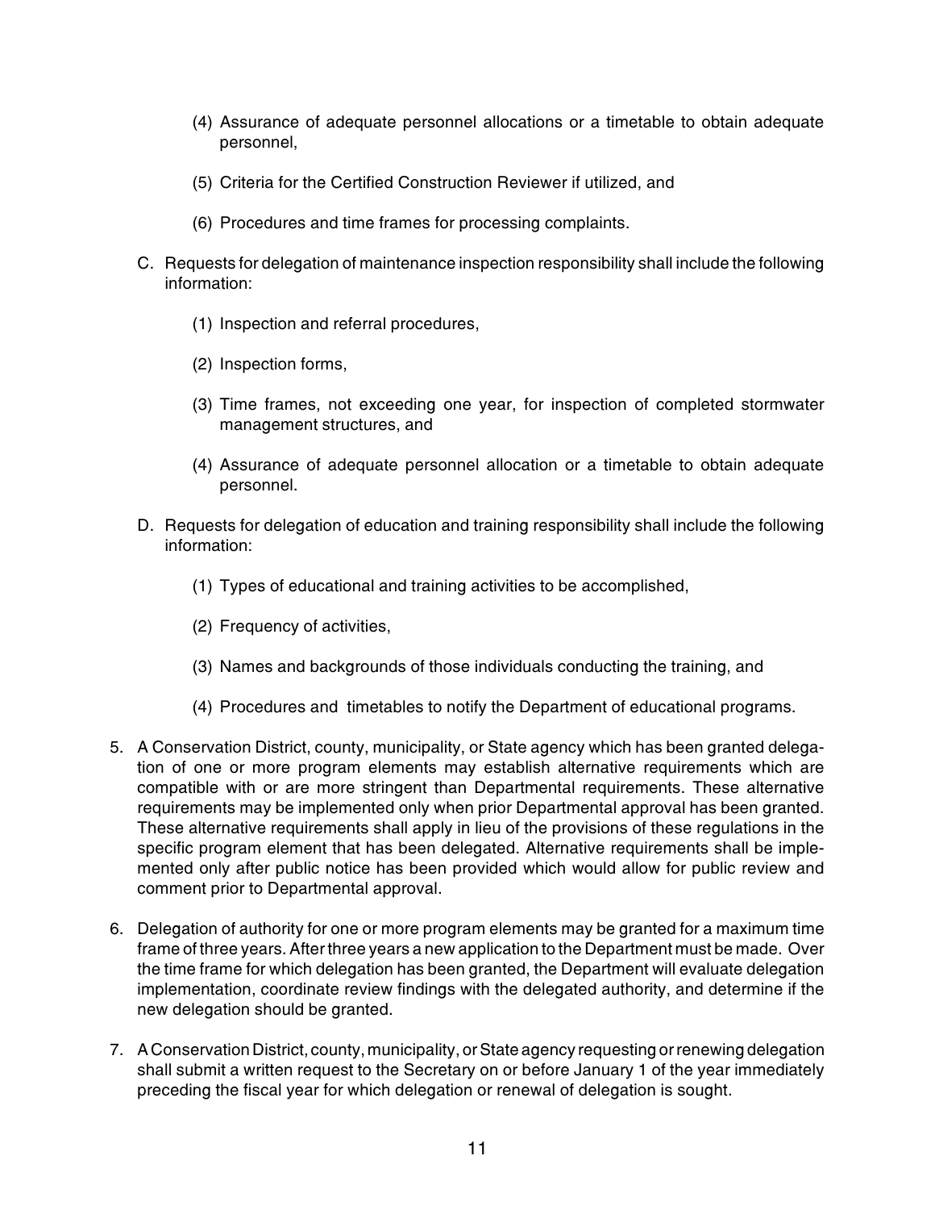(4) Assurance of adequate personnel allocations or a timetable to obtain adequate personnel,

(5) Criteria for the Certified Construction Reviewer if utilized, and

(6) Procedures and time frames for processing complaints.

C. Requests for delegation of maintenance inspection responsibility shall include the following information:

(1) Inspection and referral procedures,

(2) Inspection forms,

(3) Time frames, not exceeding one year, for inspection of completed stormwater management structures, and

(4) Assurance of adequate personnel allocation or a timetable to obtain adequate personnel.

D. Requests for delegation of education and training responsibility shall include the following information:

(1) Types of educational and training activities to be accomplished,

(2) Frequency of activities,

(3) Names and backgrounds of those individuals conducting the training, and

(4) Procedures and timetables to notify the Department of educational programs.

5. A Conservation District, county, municipality, or State agency which has been granted delegation of one or more program elements may establish alternative requirements which are compatible with or are more stringent than Departmental requirements. These alternative requirements may be implemented only when prior Departmental approval has been granted. These alternative requirements shall apply in lieu of the provisions of these regulations in the specific program element that has been delegated. Alternative requirements shall be implemented only after public notice has been provided which would allow for public review and comment prior to Departmental approval.

6. Delegation of authority for one or more program elements may be granted for a maximum time frame of three years. After three years a new application to the Department must be made. Over the time frame for which delegation has been granted, the Department will evaluate delegation implementation, coordinate review findings with the delegated authority, and determine if the new delegation should be granted.

7. A Conservation District, county, municipality, or State agency requesting or renewing delegation shall submit a written request to the Secretary on or before January 1 of the year immediately preceding the fiscal year for which delegation or renewal of delegation is sought.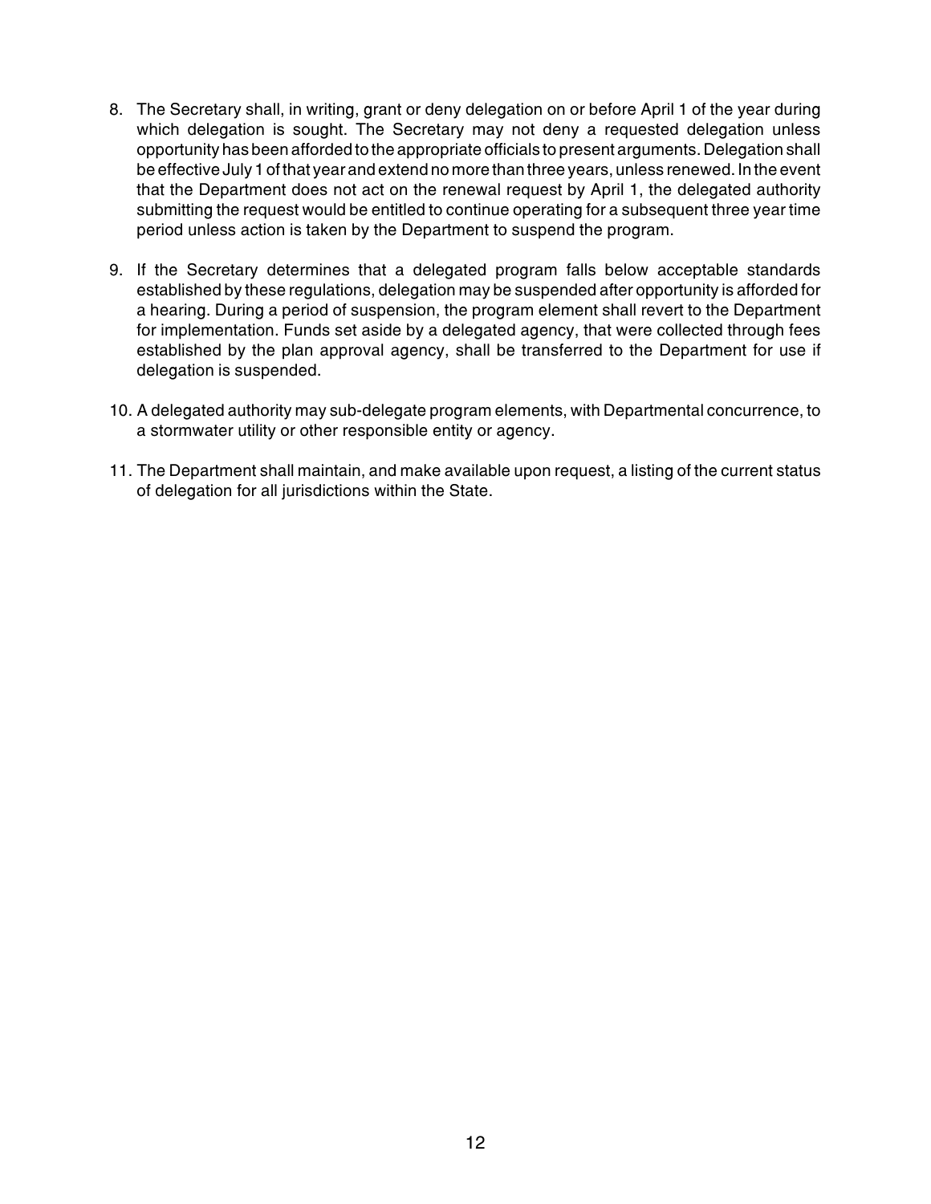8. The Secretary shall, in writing, grant or deny delegation on or before April 1 of the year during which delegation is sought. The Secretary may not deny a requested delegation unless opportunity has been afforded to the appropriate officials to present arguments. Delegation shall be effective July 1 of that year and extend no more than three years, unless renewed. In the event that the Department does not act on the renewal request by April 1, the delegated authority submitting the request would be entitled to continue operating for a subsequent three year time period unless action is taken by the Department to suspend the program.

9. If the Secretary determines that a delegated program falls below acceptable standards established by these regulations, delegation may be suspended after opportunity is afforded for a hearing. During a period of suspension, the program element shall revert to the Department for implementation. Funds set aside by a delegated agency, that were collected through fees established by the plan approval agency, shall be transferred to the Department for use if delegation is suspended.

10. A delegated authority may sub-delegate program elements, with Departmental concurrence, to a stormwater utility or other responsible entity or agency.

11. The Department shall maintain, and make available upon request, a listing of the current status of delegation for all jurisdictions within the State.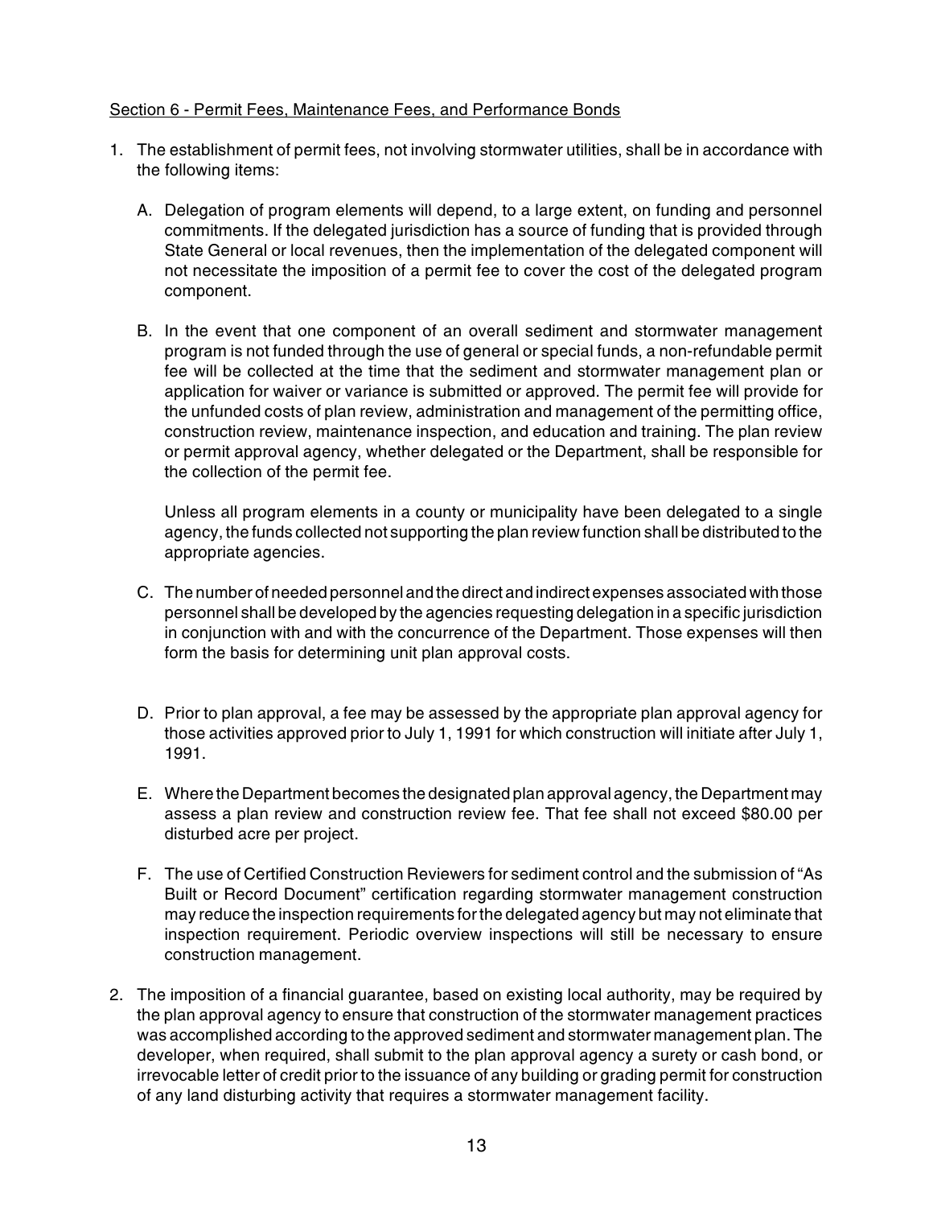Section 6 - Permit Fees, Maintenance Fees, and Performance Bonds

1. The establishment of permit fees, not involving stormwater utilities, shall be in accordance with the following items:

   A. Delegation of program elements will depend, to a large extent, on funding and personnel commitments. If the delegated jurisdiction has a source of funding that is provided through State General or local revenues, then the implementation of the delegated component will not necessitate the imposition of a permit fee to cover the cost of the delegated program component.

   B. In the event that one component of an overall sediment and stormwater management program is not funded through the use of general or special funds, a non-refundable permit fee will be collected at the time that the sediment and stormwater management plan or application for waiver or variance is submitted or approved. The permit fee will provide for the unfunded costs of plan review, administration and management of the permitting office, construction review, maintenance inspection, and education and training. The plan review or permit approval agency, whether delegated or the Department, shall be responsible for the collection of the permit fee.

      Unless all program elements in a county or municipality have been delegated to a single agency, the funds collected not supporting the plan review function shall be distributed to the appropriate agencies.

   C. The number of needed personnel and the direct and indirect expenses associated with those personnel shall be developed by the agencies requesting delegation in a specific jurisdiction in conjunction with and with the concurrence of the Department. Those expenses will then form the basis for determining unit plan approval costs.

   D. Prior to plan approval, a fee may be assessed by the appropriate plan approval agency for those activities approved prior to July 1, 1991 for which construction will initiate after July 1, 1991.

   E. Where the Department becomes the designated plan approval agency, the Department may assess a plan review and construction review fee. That fee shall not exceed $80.00 per disturbed acre per project.

   F. The use of Certified Construction Reviewers for sediment control and the submission of "As Built or Record Document" certification regarding stormwater management construction may reduce the inspection requirements for the delegated agency but may not eliminate that inspection requirement. Periodic overview inspections will still be necessary to ensure construction management.

2. The imposition of a financial guarantee, based on existing local authority, may be required by the plan approval agency to ensure that construction of the stormwater management practices was accomplished according to the approved sediment and stormwater management plan. The developer, when required, shall submit to the plan approval agency a surety or cash bond, or irrevocable letter of credit prior to the issuance of any building or grading permit for construction of any land disturbing activity that requires a stormwater management facility.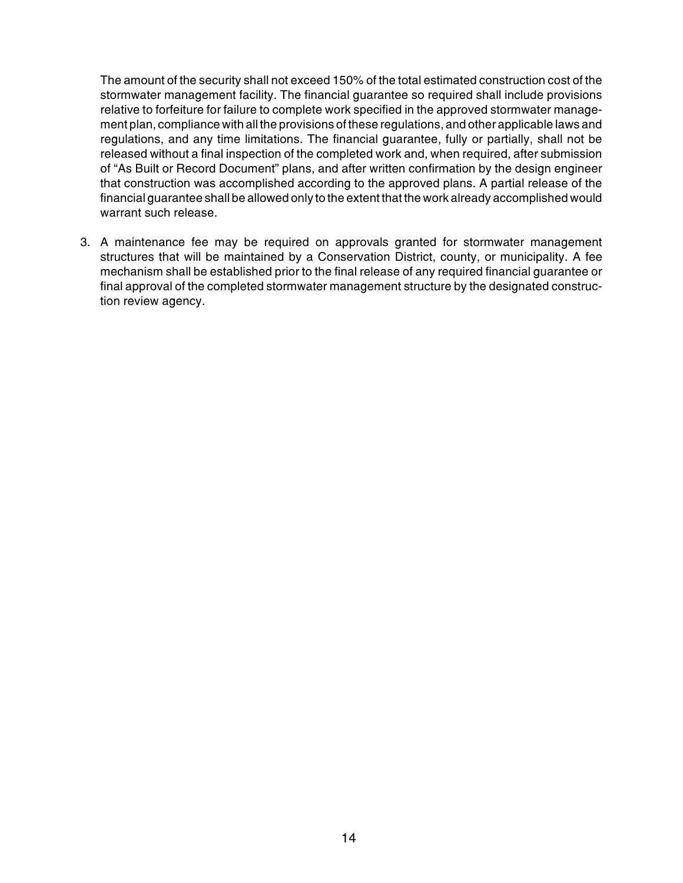The amount of the security shall not exceed 150% of the total estimated construction cost of the stormwater management facility. The financial guarantee so required shall include provisions relative to forfeiture for failure to complete work specified in the approved stormwater management plan, compliance with all the provisions of these regulations, and other applicable laws and regulations, and any time limitations. The financial guarantee, fully or partially, shall not be released without a final inspection of the completed work and, when required, after submission of "As Built or Record Document" plans, and after written confirmation by the design engineer that construction was accomplished according to the approved plans. A partial release of the financial guarantee shall be allowed only to the extent that the work already accomplished would warrant such release.

3. A maintenance fee may be required on approvals granted for stormwater management structures that will be maintained by a Conservation District, county, or municipality. A fee mechanism shall be established prior to the final release of any required financial guarantee or final approval of the completed stormwater management structure by the designated construction review agency.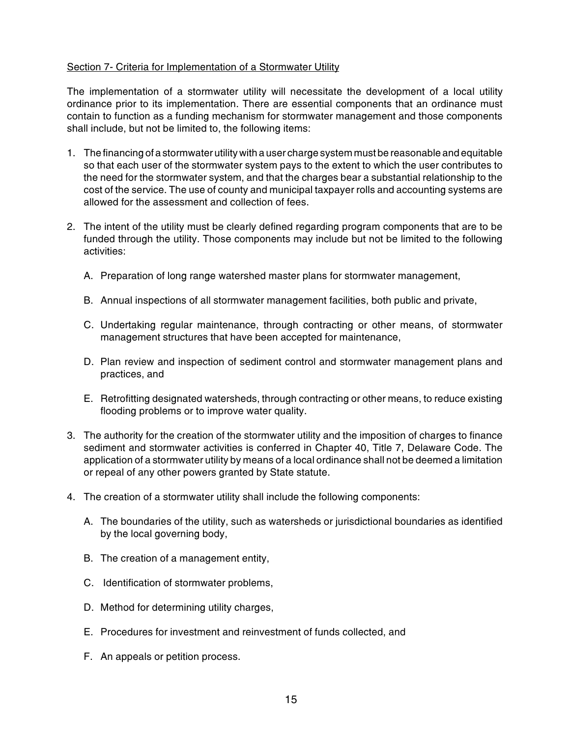## Section 7- Criteria for Implementation of a Stormwater Utility

The implementation of a stormwater utility will necessitate the development of a local utility ordinance prior to its implementation. There are essential components that an ordinance must contain to function as a funding mechanism for stormwater management and those components shall include, but not be limited to, the following items:

1. The financing of a stormwater utility with a user charge system must be reasonable and equitable so that each user of the stormwater system pays to the extent to which the user contributes to the need for the stormwater system, and that the charges bear a substantial relationship to the cost of the service. The use of county and municipal taxpayer rolls and accounting systems are allowed for the assessment and collection of fees.

2. The intent of the utility must be clearly defined regarding program components that are to be funded through the utility. Those components may include but not be limited to the following activities:

   A. Preparation of long range watershed master plans for stormwater management,

   B. Annual inspections of all stormwater management facilities, both public and private,

   C. Undertaking regular maintenance, through contracting or other means, of stormwater management structures that have been accepted for maintenance,

   D. Plan review and inspection of sediment control and stormwater management plans and practices, and

   E. Retrofitting designated watersheds, through contracting or other means, to reduce existing flooding problems or to improve water quality.

3. The authority for the creation of the stormwater utility and the imposition of charges to finance sediment and stormwater activities is conferred in Chapter 40, Title 7, Delaware Code. The application of a stormwater utility by means of a local ordinance shall not be deemed a limitation or repeal of any other powers granted by State statute.

4. The creation of a stormwater utility shall include the following components:

   A. The boundaries of the utility, such as watersheds or jurisdictional boundaries as identified by the local governing body,

   B. The creation of a management entity,

   C. Identification of stormwater problems,

   D. Method for determining utility charges,

   E. Procedures for investment and reinvestment of funds collected, and

   F. An appeals or petition process.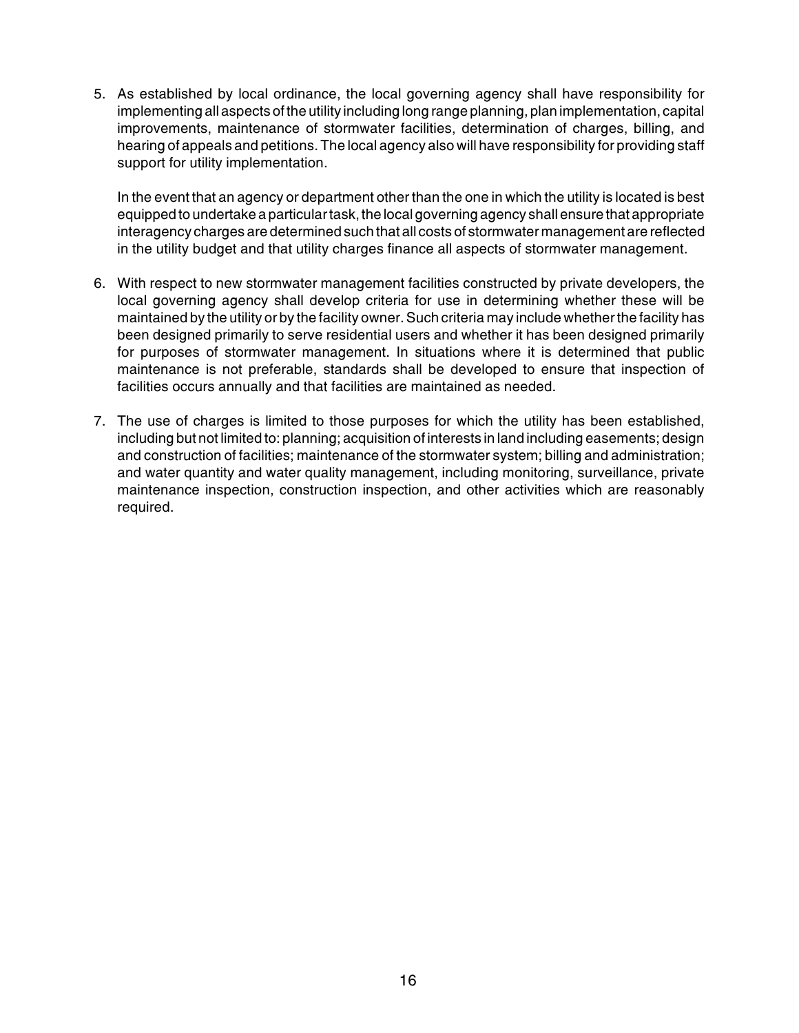5. As established by local ordinance, the local governing agency shall have responsibility for implementing all aspects of the utility including long range planning, plan implementation, capital improvements, maintenance of stormwater facilities, determination of charges, billing, and hearing of appeals and petitions. The local agency also will have responsibility for providing staff support for utility implementation.

   In the event that an agency or department other than the one in which the utility is located is best equipped to undertake a particular task, the local governing agency shall ensure that appropriate interagency charges are determined such that all costs of stormwater management are reflected in the utility budget and that utility charges finance all aspects of stormwater management.

6. With respect to new stormwater management facilities constructed by private developers, the local governing agency shall develop criteria for use in determining whether these will be maintained by the utility or by the facility owner. Such criteria may include whether the facility has been designed primarily to serve residential users and whether it has been designed primarily for purposes of stormwater management. In situations where it is determined that public maintenance is not preferable, standards shall be developed to ensure that inspection of facilities occurs annually and that facilities are maintained as needed.

7. The use of charges is limited to those purposes for which the utility has been established, including but not limited to: planning; acquisition of interests in land including easements; design and construction of facilities; maintenance of the stormwater system; billing and administration; and water quantity and water quality management, including monitoring, surveillance, private maintenance inspection, construction inspection, and other activities which are reasonably required.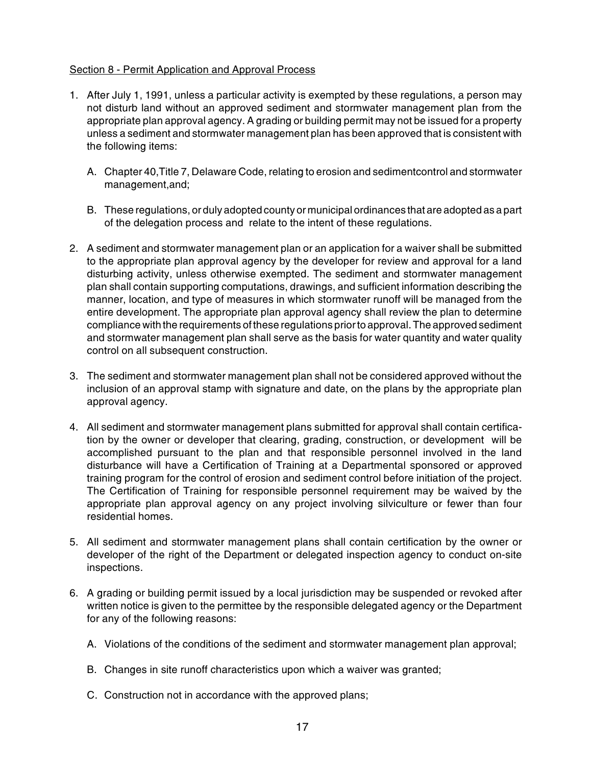Section 8 - Permit Application and Approval Process

1. After July 1, 1991, unless a particular activity is exempted by these regulations, a person may not disturb land without an approved sediment and stormwater management plan from the appropriate plan approval agency. A grading or building permit may not be issued for a property unless a sediment and stormwater management plan has been approved that is consistent with the following items:

   A. Chapter 40,Title 7, Delaware Code, relating to erosion and sedimentcontrol and stormwater management,and;

   B. These regulations, or duly adopted county or municipal ordinances that are adopted as a part of the delegation process and relate to the intent of these regulations.

2. A sediment and stormwater management plan or an application for a waiver shall be submitted to the appropriate plan approval agency by the developer for review and approval for a land disturbing activity, unless otherwise exempted. The sediment and stormwater management plan shall contain supporting computations, drawings, and sufficient information describing the manner, location, and type of measures in which stormwater runoff will be managed from the entire development. The appropriate plan approval agency shall review the plan to determine compliance with the requirements of these regulations prior to approval. The approved sediment and stormwater management plan shall serve as the basis for water quantity and water quality control on all subsequent construction.

3. The sediment and stormwater management plan shall not be considered approved without the inclusion of an approval stamp with signature and date, on the plans by the appropriate plan approval agency.

4. All sediment and stormwater management plans submitted for approval shall contain certification by the owner or developer that clearing, grading, construction, or development will be accomplished pursuant to the plan and that responsible personnel involved in the land disturbance will have a Certification of Training at a Departmental sponsored or approved training program for the control of erosion and sediment control before initiation of the project. The Certification of Training for responsible personnel requirement may be waived by the appropriate plan approval agency on any project involving silviculture or fewer than four residential homes.

5. All sediment and stormwater management plans shall contain certification by the owner or developer of the right of the Department or delegated inspection agency to conduct on-site inspections.

6. A grading or building permit issued by a local jurisdiction may be suspended or revoked after written notice is given to the permittee by the responsible delegated agency or the Department for any of the following reasons:

   A. Violations of the conditions of the sediment and stormwater management plan approval;

   B. Changes in site runoff characteristics upon which a waiver was granted;

   C. Construction not in accordance with the approved plans;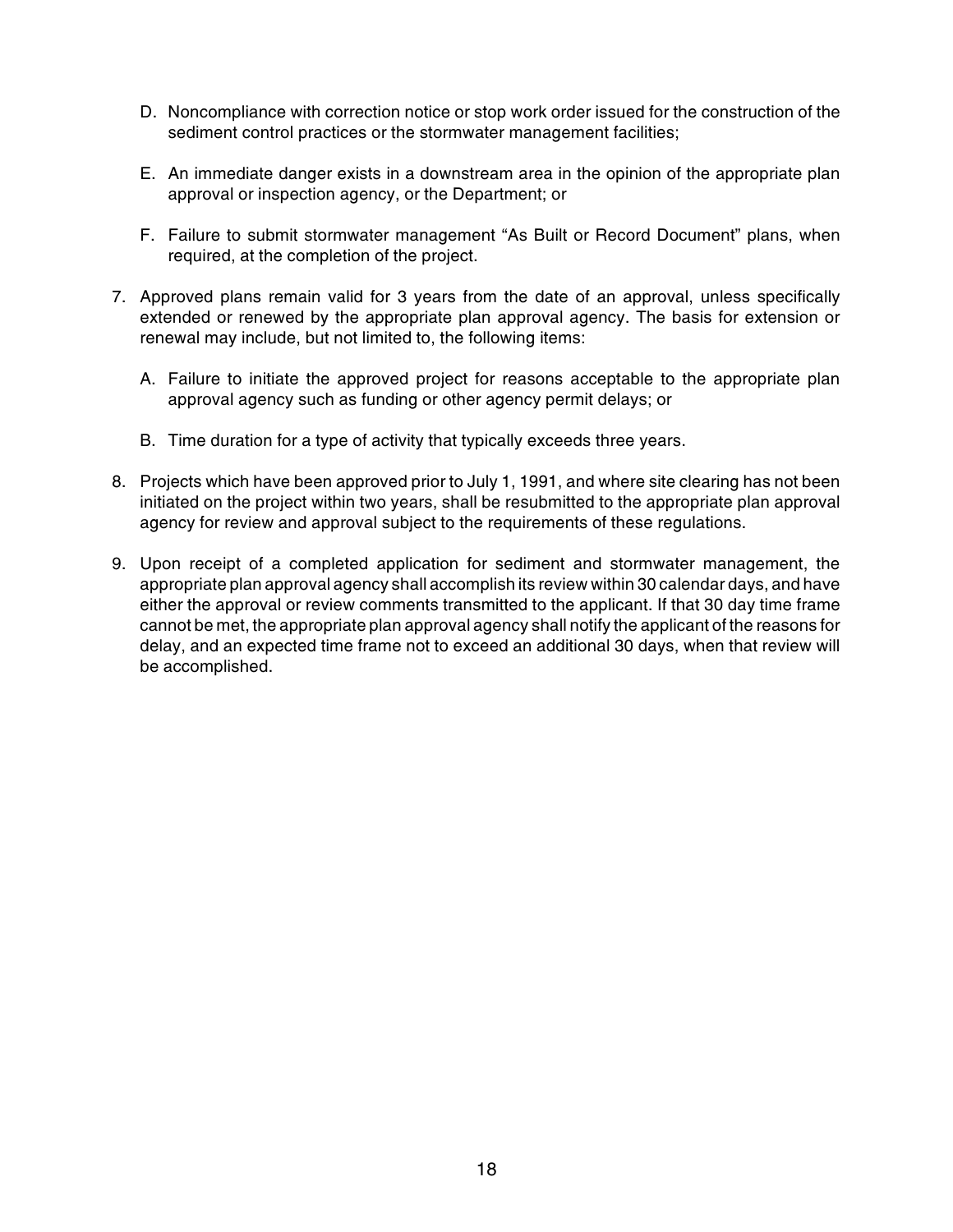D. Noncompliance with correction notice or stop work order issued for the construction of the sediment control practices or the stormwater management facilities;

   E. An immediate danger exists in a downstream area in the opinion of the appropriate plan approval or inspection agency, or the Department; or

   F. Failure to submit stormwater management "As Built or Record Document" plans, when required, at the completion of the project.

7. Approved plans remain valid for 3 years from the date of an approval, unless specifically extended or renewed by the appropriate plan approval agency. The basis for extension or renewal may include, but not limited to, the following items:

   A. Failure to initiate the approved project for reasons acceptable to the appropriate plan approval agency such as funding or other agency permit delays; or

   B. Time duration for a type of activity that typically exceeds three years.

8. Projects which have been approved prior to July 1, 1991, and where site clearing has not been initiated on the project within two years, shall be resubmitted to the appropriate plan approval agency for review and approval subject to the requirements of these regulations.

9. Upon receipt of a completed application for sediment and stormwater management, the appropriate plan approval agency shall accomplish its review within 30 calendar days, and have either the approval or review comments transmitted to the applicant. If that 30 day time frame cannot be met, the appropriate plan approval agency shall notify the applicant of the reasons for delay, and an expected time frame not to exceed an additional 30 days, when that review will be accomplished.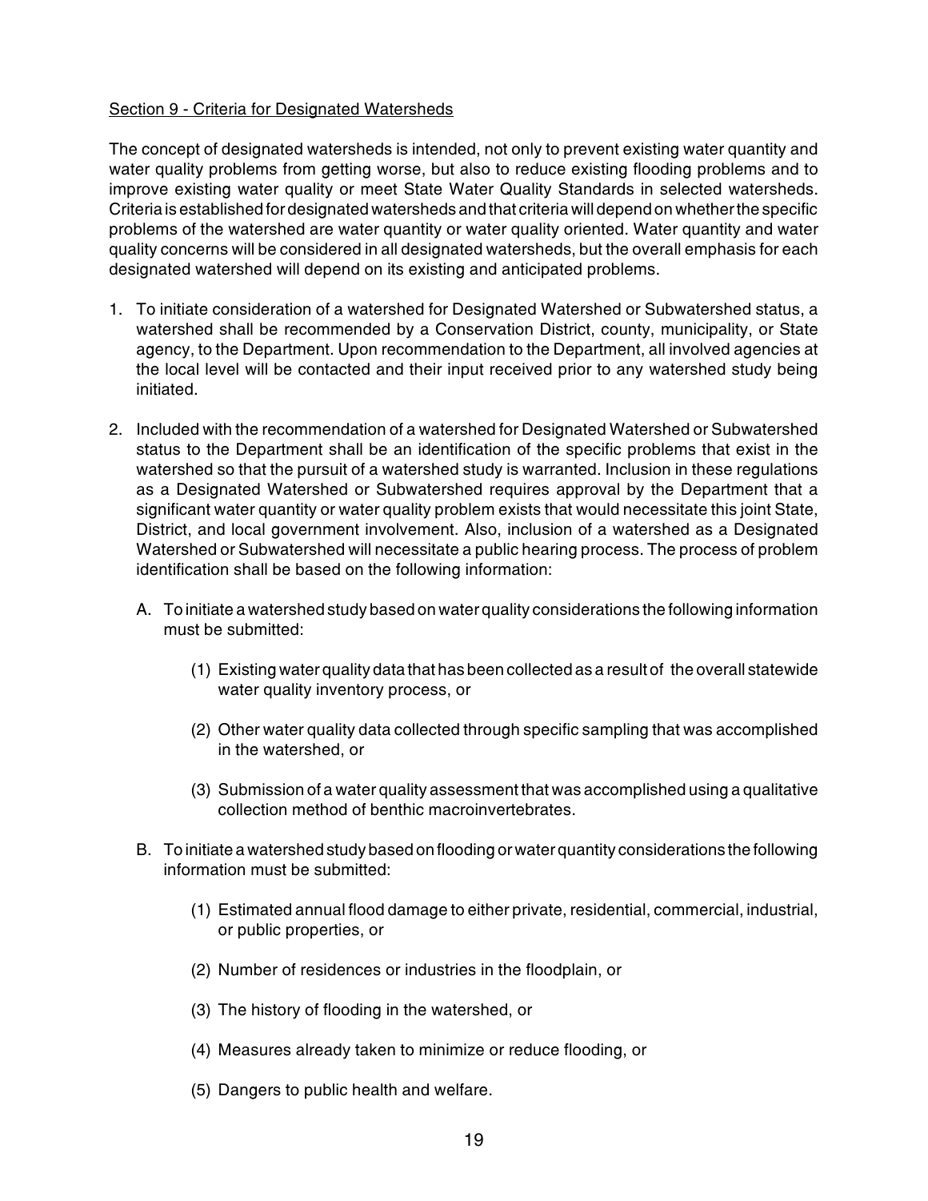Section 9 - Criteria for Designated Watersheds

The concept of designated watersheds is intended, not only to prevent existing water quantity and water quality problems from getting worse, but also to reduce existing flooding problems and to improve existing water quality or meet State Water Quality Standards in selected watersheds. Criteria is established for designated watersheds and that criteria will depend on whether the specific problems of the watershed are water quantity or water quality oriented. Water quantity and water quality concerns will be considered in all designated watersheds, but the overall emphasis for each designated watershed will depend on its existing and anticipated problems.

1. To initiate consideration of a watershed for Designated Watershed or Subwatershed status, a watershed shall be recommended by a Conservation District, county, municipality, or State agency, to the Department. Upon recommendation to the Department, all involved agencies at the local level will be contacted and their input received prior to any watershed study being initiated.

2. Included with the recommendation of a watershed for Designated Watershed or Subwatershed status to the Department shall be an identification of the specific problems that exist in the watershed so that the pursuit of a watershed study is warranted. Inclusion in these regulations as a Designated Watershed or Subwatershed requires approval by the Department that a significant water quantity or water quality problem exists that would necessitate this joint State, District, and local government involvement. Also, inclusion of a watershed as a Designated Watershed or Subwatershed will necessitate a public hearing process. The process of problem identification shall be based on the following information:

   A. To initiate a watershed study based on water quality considerations the following information must be submitted:

      (1) Existing water quality data that has been collected as a result of the overall statewide water quality inventory process, or

      (2) Other water quality data collected through specific sampling that was accomplished in the watershed, or

      (3) Submission of a water quality assessment that was accomplished using a qualitative collection method of benthic macroinvertebrates.

   B. To initiate a watershed study based on flooding or water quantity considerations the following information must be submitted:

      (1) Estimated annual flood damage to either private, residential, commercial, industrial, or public properties, or

      (2) Number of residences or industries in the floodplain, or

      (3) The history of flooding in the watershed, or

      (4) Measures already taken to minimize or reduce flooding, or

      (5) Dangers to public health and welfare.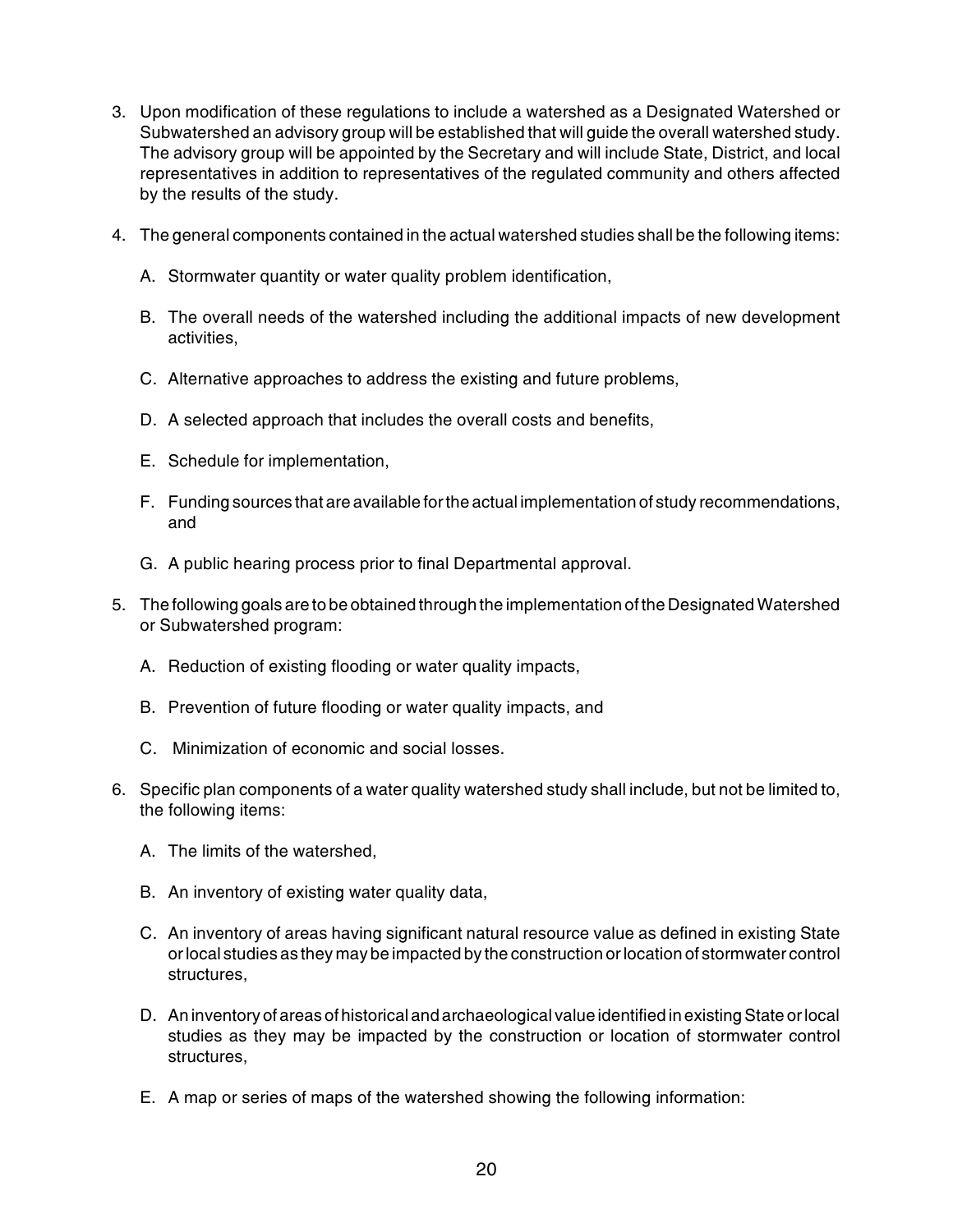3. Upon modification of these regulations to include a watershed as a Designated Watershed or Subwatershed an advisory group will be established that will guide the overall watershed study. The advisory group will be appointed by the Secretary and will include State, District, and local representatives in addition to representatives of the regulated community and others affected by the results of the study.

4. The general components contained in the actual watershed studies shall be the following items:

   A. Stormwater quantity or water quality problem identification,

   B. The overall needs of the watershed including the additional impacts of new development activities,

   C. Alternative approaches to address the existing and future problems,

   D. A selected approach that includes the overall costs and benefits,

   E. Schedule for implementation,

   F. Funding sources that are available for the actual implementation of study recommendations, and

   G. A public hearing process prior to final Departmental approval.

5. The following goals are to be obtained through the implementation of the Designated Watershed or Subwatershed program:

   A. Reduction of existing flooding or water quality impacts,

   B. Prevention of future flooding or water quality impacts, and

   C. Minimization of economic and social losses.

6. Specific plan components of a water quality watershed study shall include, but not be limited to, the following items:

   A. The limits of the watershed,

   B. An inventory of existing water quality data,

   C. An inventory of areas having significant natural resource value as defined in existing State or local studies as they may be impacted by the construction or location of stormwater control structures,

   D. An inventory of areas of historical and archaeological value identified in existing State or local studies as they may be impacted by the construction or location of stormwater control structures,

   E. A map or series of maps of the watershed showing the following information: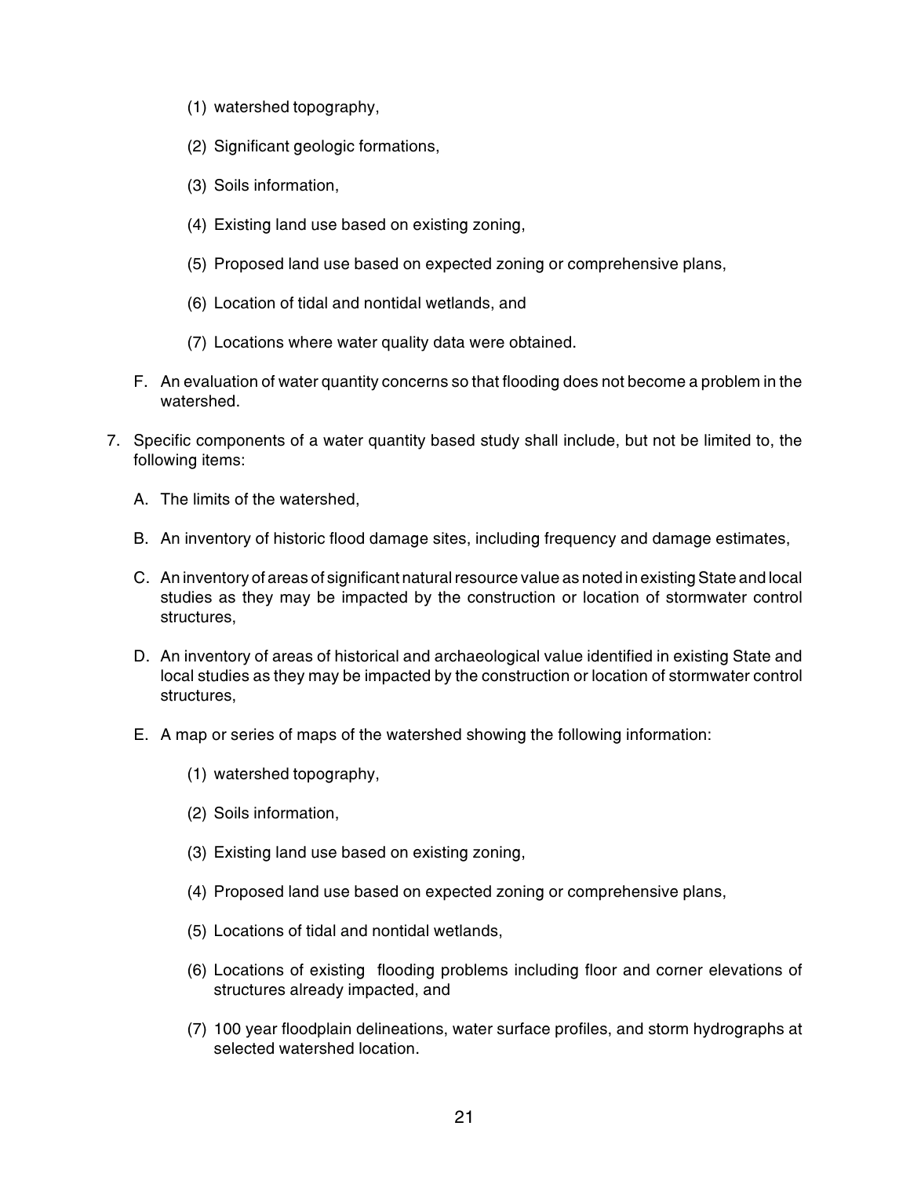(1) watershed topography,

(2) Significant geologic formations,

(3) Soils information,

(4) Existing land use based on existing zoning,

(5) Proposed land use based on expected zoning or comprehensive plans,

(6) Location of tidal and nontidal wetlands, and

(7) Locations where water quality data were obtained.

F. An evaluation of water quantity concerns so that flooding does not become a problem in the watershed.

7. Specific components of a water quantity based study shall include, but not be limited to, the following items:

A. The limits of the watershed,

B. An inventory of historic flood damage sites, including frequency and damage estimates,

C. An inventory of areas of significant natural resource value as noted in existing State and local studies as they may be impacted by the construction or location of stormwater control structures,

D. An inventory of areas of historical and archaeological value identified in existing State and local studies as they may be impacted by the construction or location of stormwater control structures,

E. A map or series of maps of the watershed showing the following information:

(1) watershed topography,

(2) Soils information,

(3) Existing land use based on existing zoning,

(4) Proposed land use based on expected zoning or comprehensive plans,

(5) Locations of tidal and nontidal wetlands,

(6) Locations of existing flooding problems including floor and corner elevations of structures already impacted, and

(7) 100 year floodplain delineations, water surface profiles, and storm hydrographs at selected watershed location.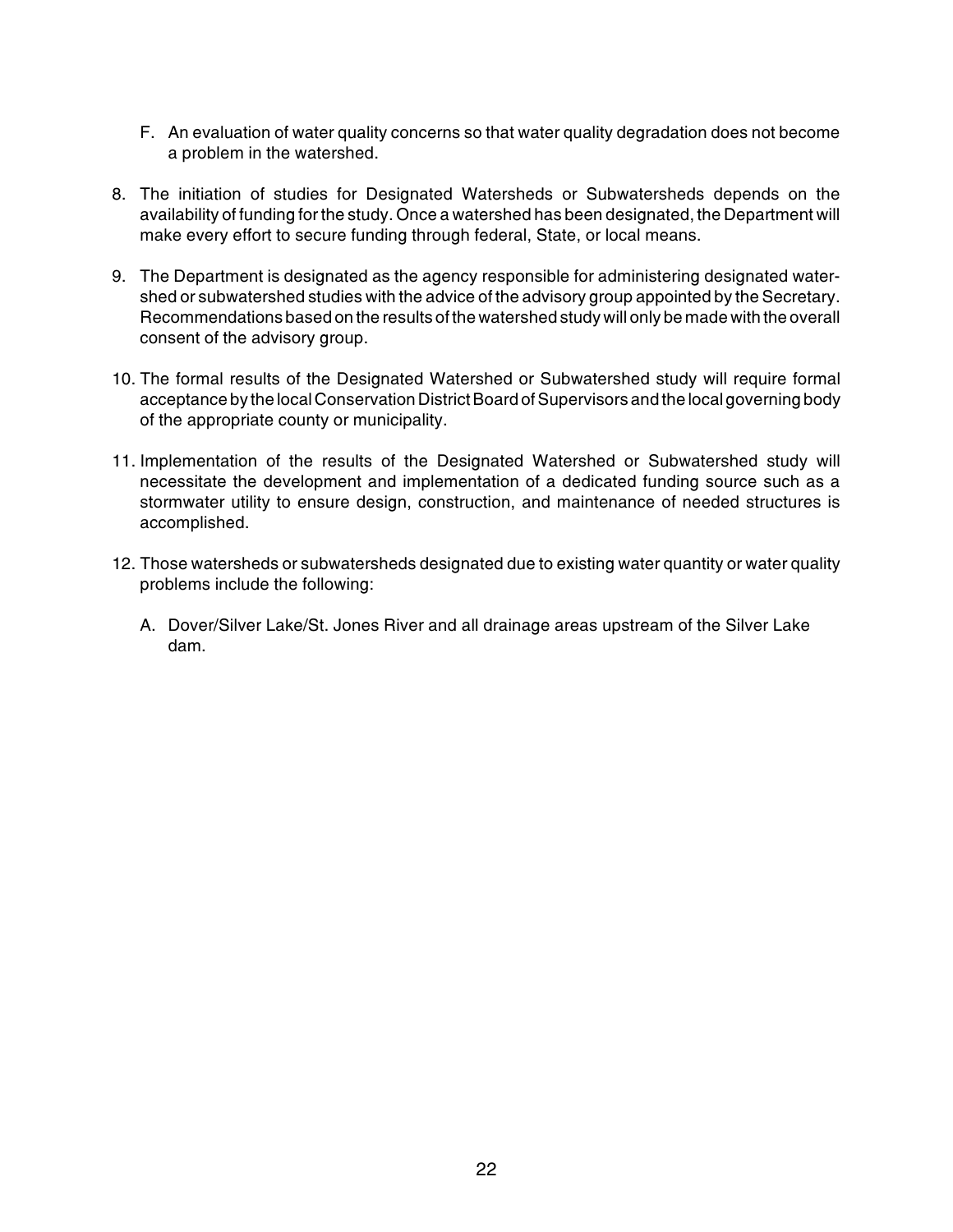F. An evaluation of water quality concerns so that water quality degradation does not become a problem in the watershed.

8. The initiation of studies for Designated Watersheds or Subwatersheds depends on the availability of funding for the study. Once a watershed has been designated, the Department will make every effort to secure funding through federal, State, or local means.

9. The Department is designated as the agency responsible for administering designated watershed or subwatershed studies with the advice of the advisory group appointed by the Secretary. Recommendations based on the results of the watershed study will only be made with the overall consent of the advisory group.

10. The formal results of the Designated Watershed or Subwatershed study will require formal acceptance by the local Conservation District Board of Supervisors and the local governing body of the appropriate county or municipality.

11. Implementation of the results of the Designated Watershed or Subwatershed study will necessitate the development and implementation of a dedicated funding source such as a stormwater utility to ensure design, construction, and maintenance of needed structures is accomplished.

12. Those watersheds or subwatersheds designated due to existing water quantity or water quality problems include the following:

    A. Dover/Silver Lake/St. Jones River and all drainage areas upstream of the Silver Lake dam.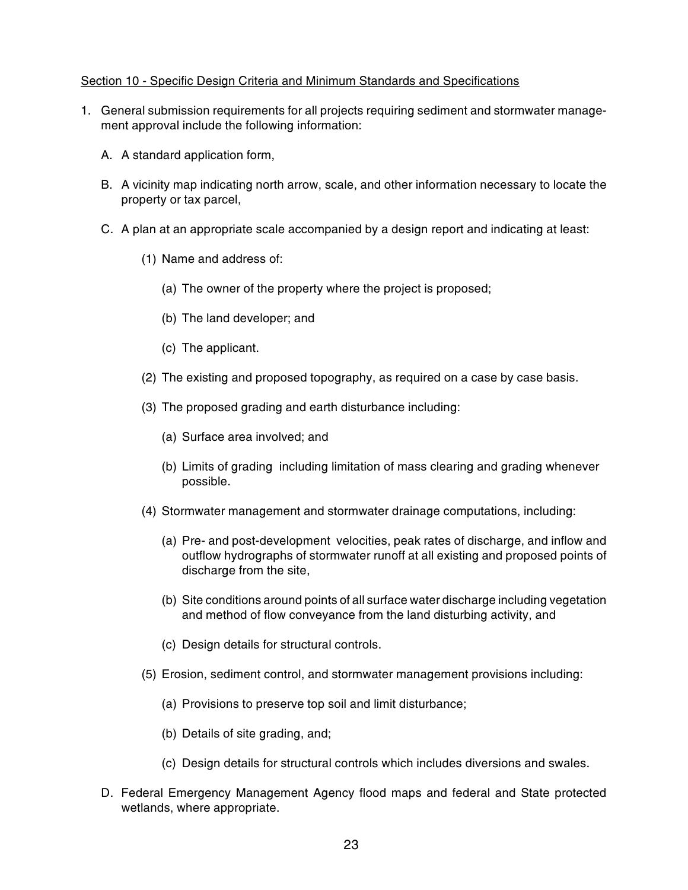Section 10 - Specific Design Criteria and Minimum Standards and Specifications

1. General submission requirements for all projects requiring sediment and stormwater management approval include the following information:

   A. A standard application form,

   B. A vicinity map indicating north arrow, scale, and other information necessary to locate the property or tax parcel,

   C. A plan at an appropriate scale accompanied by a design report and indicating at least:

      (1) Name and address of:

         (a) The owner of the property where the project is proposed;

         (b) The land developer; and

         (c) The applicant.

      (2) The existing and proposed topography, as required on a case by case basis.

      (3) The proposed grading and earth disturbance including:

         (a) Surface area involved; and

         (b) Limits of grading including limitation of mass clearing and grading whenever possible.

      (4) Stormwater management and stormwater drainage computations, including:

         (a) Pre- and post-development velocities, peak rates of discharge, and inflow and outflow hydrographs of stormwater runoff at all existing and proposed points of discharge from the site,

         (b) Site conditions around points of all surface water discharge including vegetation and method of flow conveyance from the land disturbing activity, and

         (c) Design details for structural controls.

      (5) Erosion, sediment control, and stormwater management provisions including:

         (a) Provisions to preserve top soil and limit disturbance;

         (b) Details of site grading, and;

         (c) Design details for structural controls which includes diversions and swales.

   D. Federal Emergency Management Agency flood maps and federal and State protected wetlands, where appropriate.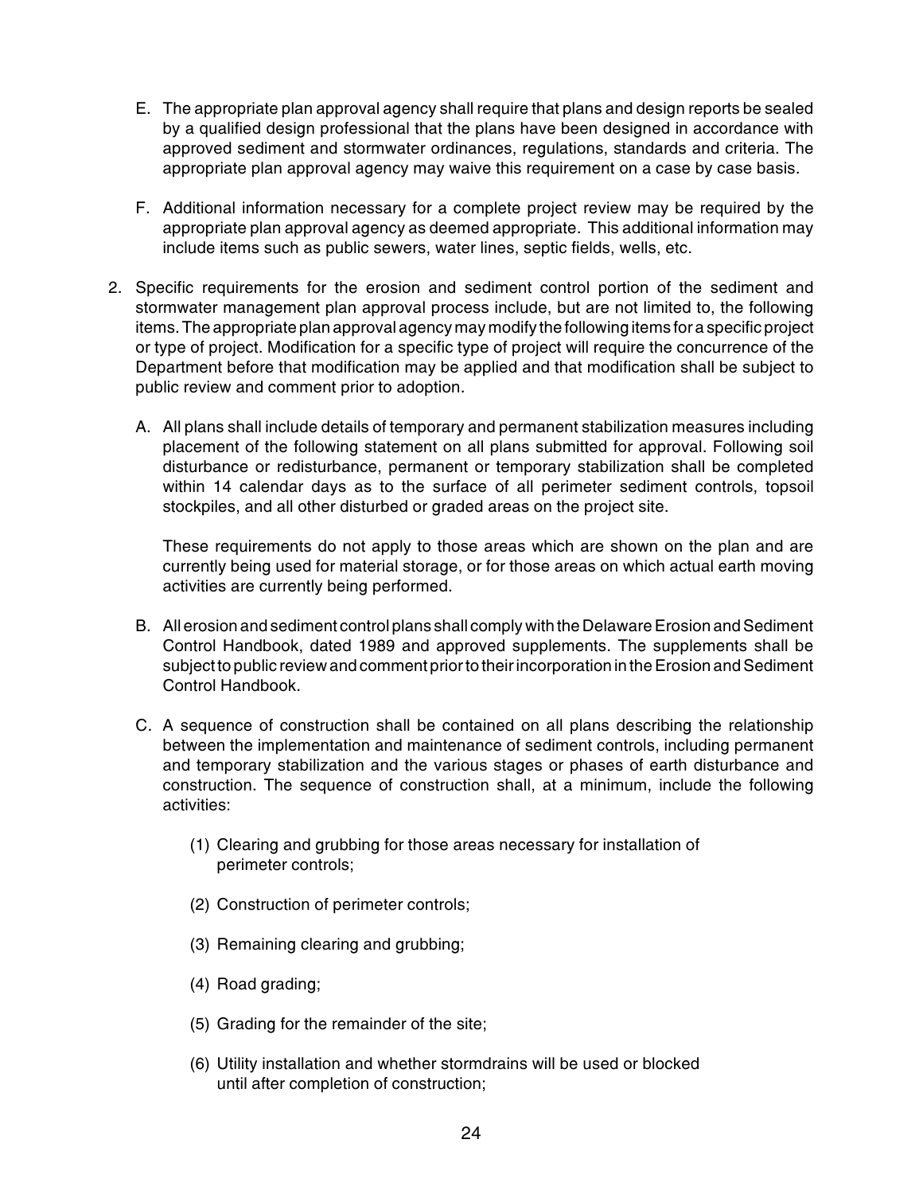E. The appropriate plan approval agency shall require that plans and design reports be sealed by a qualified design professional that the plans have been designed in accordance with approved sediment and stormwater ordinances, regulations, standards and criteria. The appropriate plan approval agency may waive this requirement on a case by case basis.

F. Additional information necessary for a complete project review may be required by the appropriate plan approval agency as deemed appropriate. This additional information may include items such as public sewers, water lines, septic fields, wells, etc.

2. Specific requirements for the erosion and sediment control portion of the sediment and stormwater management plan approval process include, but are not limited to, the following items. The appropriate plan approval agency may modify the following items for a specific project or type of project. Modification for a specific type of project will require the concurrence of the Department before that modification may be applied and that modification shall be subject to public review and comment prior to adoption.

   A. All plans shall include details of temporary and permanent stabilization measures including placement of the following statement on all plans submitted for approval. Following soil disturbance or redisturbance, permanent or temporary stabilization shall be completed within 14 calendar days as to the surface of all perimeter sediment controls, topsoil stockpiles, and all other disturbed or graded areas on the project site.

      These requirements do not apply to those areas which are shown on the plan and are currently being used for material storage, or for those areas on which actual earth moving activities are currently being performed.

   B. All erosion and sediment control plans shall comply with the Delaware Erosion and Sediment Control Handbook, dated 1989 and approved supplements. The supplements shall be subject to public review and comment prior to their incorporation in the Erosion and Sediment Control Handbook.

   C. A sequence of construction shall be contained on all plans describing the relationship between the implementation and maintenance of sediment controls, including permanent and temporary stabilization and the various stages or phases of earth disturbance and construction. The sequence of construction shall, at a minimum, include the following activities:

      (1) Clearing and grubbing for those areas necessary for installation of perimeter controls;

      (2) Construction of perimeter controls;

      (3) Remaining clearing and grubbing;

      (4) Road grading;

      (5) Grading for the remainder of the site;

      (6) Utility installation and whether stormdrains will be used or blocked until after completion of construction;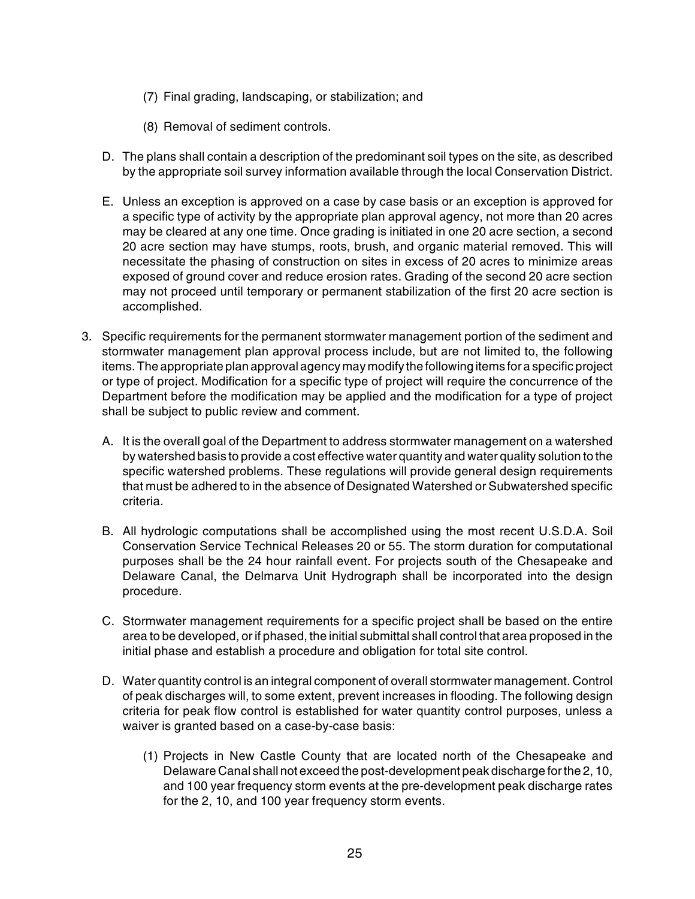(7) Final grading, landscaping, or stabilization; and

(8) Removal of sediment controls.

D. The plans shall contain a description of the predominant soil types on the site, as described by the appropriate soil survey information available through the local Conservation District.

E. Unless an exception is approved on a case by case basis or an exception is approved for a specific type of activity by the appropriate plan approval agency, not more than 20 acres may be cleared at any one time. Once grading is initiated in one 20 acre section, a second 20 acre section may have stumps, roots, brush, and organic material removed. This will necessitate the phasing of construction on sites in excess of 20 acres to minimize areas exposed of ground cover and reduce erosion rates. Grading of the second 20 acre section may not proceed until temporary or permanent stabilization of the first 20 acre section is accomplished.

3. Specific requirements for the permanent stormwater management portion of the sediment and stormwater management plan approval process include, but are not limited to, the following items. The appropriate plan approval agency may modify the following items for a specific project or type of project. Modification for a specific type of project will require the concurrence of the Department before the modification may be applied and the modification for a type of project shall be subject to public review and comment.

   A. It is the overall goal of the Department to address stormwater management on a watershed by watershed basis to provide a cost effective water quantity and water quality solution to the specific watershed problems. These regulations will provide general design requirements that must be adhered to in the absence of Designated Watershed or Subwatershed specific criteria.

   B. All hydrologic computations shall be accomplished using the most recent U.S.D.A. Soil Conservation Service Technical Releases 20 or 55. The storm duration for computational purposes shall be the 24 hour rainfall event. For projects south of the Chesapeake and Delaware Canal, the Delmarva Unit Hydrograph shall be incorporated into the design procedure.

   C. Stormwater management requirements for a specific project shall be based on the entire area to be developed, or if phased, the initial submittal shall control that area proposed in the initial phase and establish a procedure and obligation for total site control.

   D. Water quantity control is an integral component of overall stormwater management. Control of peak discharges will, to some extent, prevent increases in flooding. The following design criteria for peak flow control is established for water quantity control purposes, unless a waiver is granted based on a case-by-case basis:

      (1) Projects in New Castle County that are located north of the Chesapeake and Delaware Canal shall not exceed the post-development peak discharge for the 2, 10, and 100 year frequency storm events at the pre-development peak discharge rates for the 2, 10, and 100 year frequency storm events.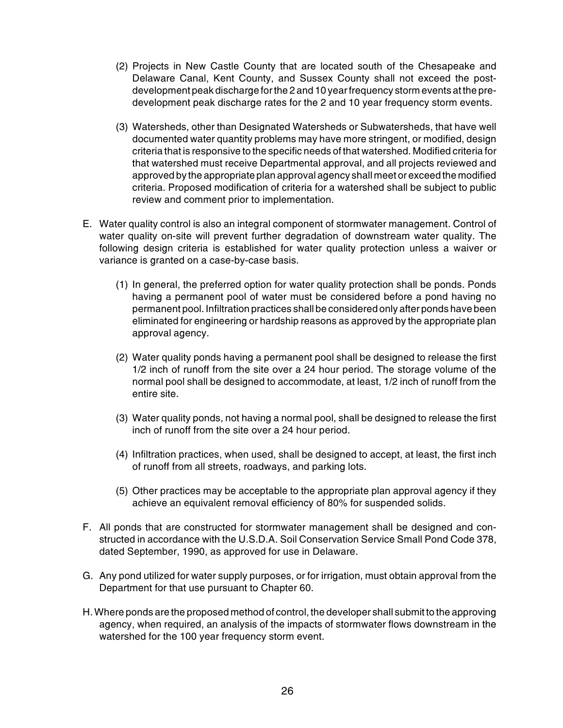(2) Projects in New Castle County that are located south of the Chesapeake and Delaware Canal, Kent County, and Sussex County shall not exceed the post-development peak discharge for the 2 and 10 year frequency storm events at the pre-development peak discharge rates for the 2 and 10 year frequency storm events.

(3) Watersheds, other than Designated Watersheds or Subwatersheds, that have well documented water quantity problems may have more stringent, or modified, design criteria that is responsive to the specific needs of that watershed. Modified criteria for that watershed must receive Departmental approval, and all projects reviewed and approved by the appropriate plan approval agency shall meet or exceed the modified criteria. Proposed modification of criteria for a watershed shall be subject to public review and comment prior to implementation.

E. Water quality control is also an integral component of stormwater management. Control of water quality on-site will prevent further degradation of downstream water quality. The following design criteria is established for water quality protection unless a waiver or variance is granted on a case-by-case basis.

(1) In general, the preferred option for water quality protection shall be ponds. Ponds having a permanent pool of water must be considered before a pond having no permanent pool. Infiltration practices shall be considered only after ponds have been eliminated for engineering or hardship reasons as approved by the appropriate plan approval agency.

(2) Water quality ponds having a permanent pool shall be designed to release the first 1/2 inch of runoff from the site over a 24 hour period. The storage volume of the normal pool shall be designed to accommodate, at least, 1/2 inch of runoff from the entire site.

(3) Water quality ponds, not having a normal pool, shall be designed to release the first inch of runoff from the site over a 24 hour period.

(4) Infiltration practices, when used, shall be designed to accept, at least, the first inch of runoff from all streets, roadways, and parking lots.

(5) Other practices may be acceptable to the appropriate plan approval agency if they achieve an equivalent removal efficiency of 80% for suspended solids.

F. All ponds that are constructed for stormwater management shall be designed and constructed in accordance with the U.S.D.A. Soil Conservation Service Small Pond Code 378, dated September, 1990, as approved for use in Delaware.

G. Any pond utilized for water supply purposes, or for irrigation, must obtain approval from the Department for that use pursuant to Chapter 60.

H. Where ponds are the proposed method of control, the developer shall submit to the approving agency, when required, an analysis of the impacts of stormwater flows downstream in the watershed for the 100 year frequency storm event.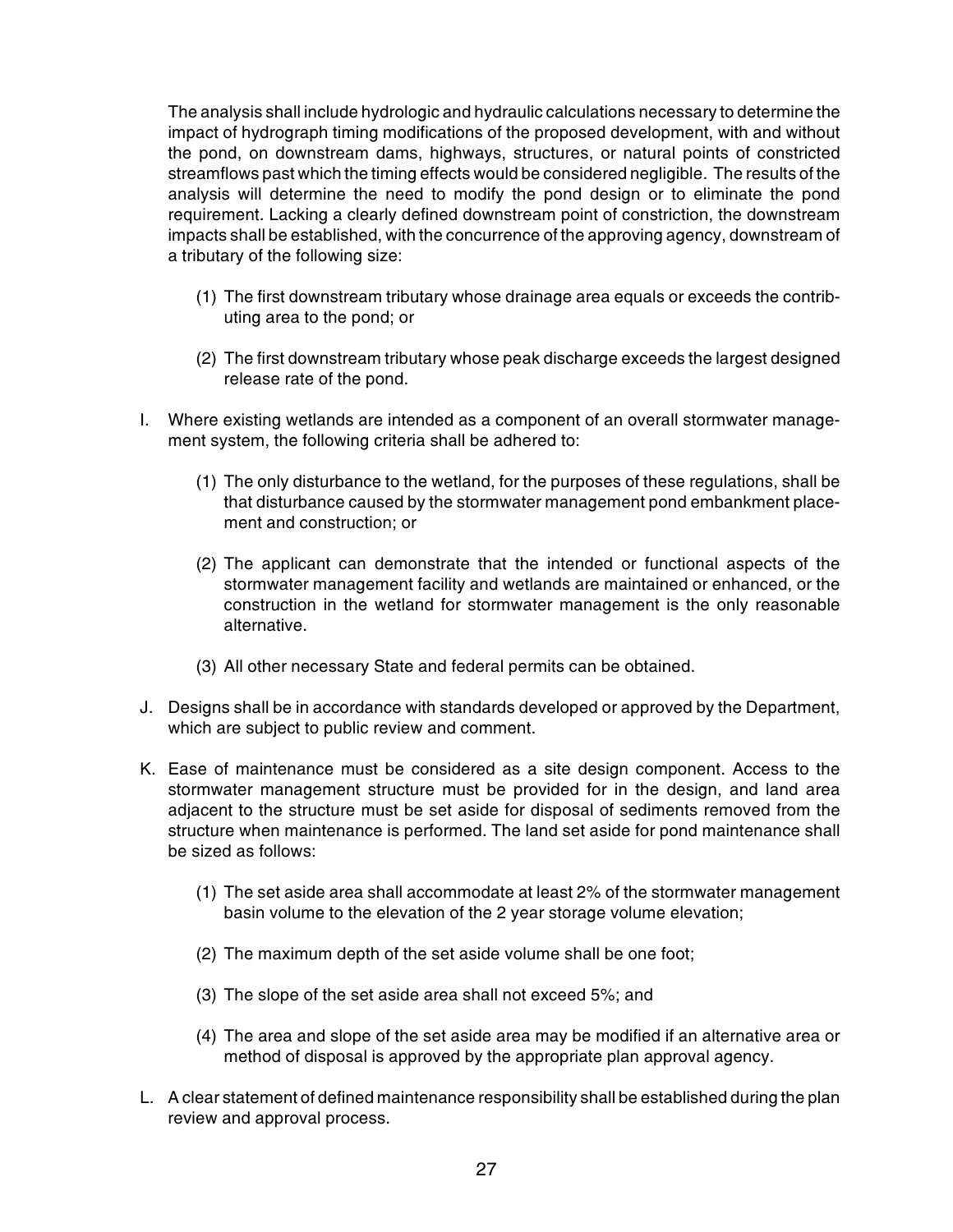The analysis shall include hydrologic and hydraulic calculations necessary to determine the impact of hydrograph timing modifications of the proposed development, with and without the pond, on downstream dams, highways, structures, or natural points of constricted streamflows past which the timing effects would be considered negligible. The results of the analysis will determine the need to modify the pond design or to eliminate the pond requirement. Lacking a clearly defined downstream point of constriction, the downstream impacts shall be established, with the concurrence of the approving agency, downstream of a tributary of the following size:

(1) The first downstream tributary whose drainage area equals or exceeds the contributing area to the pond; or

(2) The first downstream tributary whose peak discharge exceeds the largest designed release rate of the pond.

I. Where existing wetlands are intended as a component of an overall stormwater management system, the following criteria shall be adhered to:

(1) The only disturbance to the wetland, for the purposes of these regulations, shall be that disturbance caused by the stormwater management pond embankment placement and construction; or

(2) The applicant can demonstrate that the intended or functional aspects of the stormwater management facility and wetlands are maintained or enhanced, or the construction in the wetland for stormwater management is the only reasonable alternative.

(3) All other necessary State and federal permits can be obtained.

J. Designs shall be in accordance with standards developed or approved by the Department, which are subject to public review and comment.

K. Ease of maintenance must be considered as a site design component. Access to the stormwater management structure must be provided for in the design, and land area adjacent to the structure must be set aside for disposal of sediments removed from the structure when maintenance is performed. The land set aside for pond maintenance shall be sized as follows:

(1) The set aside area shall accommodate at least 2% of the stormwater management basin volume to the elevation of the 2 year storage volume elevation;

(2) The maximum depth of the set aside volume shall be one foot;

(3) The slope of the set aside area shall not exceed 5%; and

(4) The area and slope of the set aside area may be modified if an alternative area or method of disposal is approved by the appropriate plan approval agency.

L. A clear statement of defined maintenance responsibility shall be established during the plan review and approval process.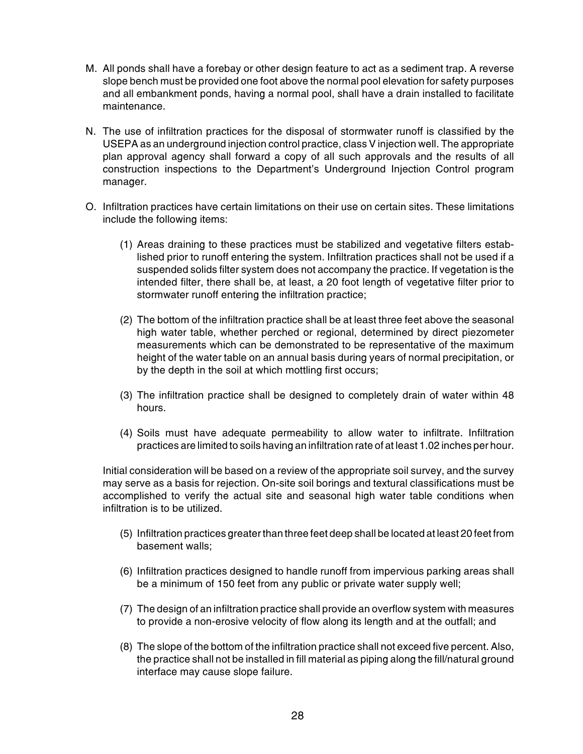M. All ponds shall have a forebay or other design feature to act as a sediment trap. A reverse slope bench must be provided one foot above the normal pool elevation for safety purposes and all embankment ponds, having a normal pool, shall have a drain installed to facilitate maintenance.

N. The use of infiltration practices for the disposal of stormwater runoff is classified by the USEPA as an underground injection control practice, class V injection well. The appropriate plan approval agency shall forward a copy of all such approvals and the results of all construction inspections to the Department's Underground Injection Control program manager.

O. Infiltration practices have certain limitations on their use on certain sites. These limitations include the following items:

   (1) Areas draining to these practices must be stabilized and vegetative filters established prior to runoff entering the system. Infiltration practices shall not be used if a suspended solids filter system does not accompany the practice. If vegetation is the intended filter, there shall be, at least, a 20 foot length of vegetative filter prior to stormwater runoff entering the infiltration practice;

   (2) The bottom of the infiltration practice shall be at least three feet above the seasonal high water table, whether perched or regional, determined by direct piezometer measurements which can be demonstrated to be representative of the maximum height of the water table on an annual basis during years of normal precipitation, or by the depth in the soil at which mottling first occurs;

   (3) The infiltration practice shall be designed to completely drain of water within 48 hours.

   (4) Soils must have adequate permeability to allow water to infiltrate. Infiltration practices are limited to soils having an infiltration rate of at least 1.02 inches per hour.

   Initial consideration will be based on a review of the appropriate soil survey, and the survey may serve as a basis for rejection. On-site soil borings and textural classifications must be accomplished to verify the actual site and seasonal high water table conditions when infiltration is to be utilized.

   (5) Infiltration practices greater than three feet deep shall be located at least 20 feet from basement walls;

   (6) Infiltration practices designed to handle runoff from impervious parking areas shall be a minimum of 150 feet from any public or private water supply well;

   (7) The design of an infiltration practice shall provide an overflow system with measures to provide a non-erosive velocity of flow along its length and at the outfall; and

   (8) The slope of the bottom of the infiltration practice shall not exceed five percent. Also, the practice shall not be installed in fill material as piping along the fill/natural ground interface may cause slope failure.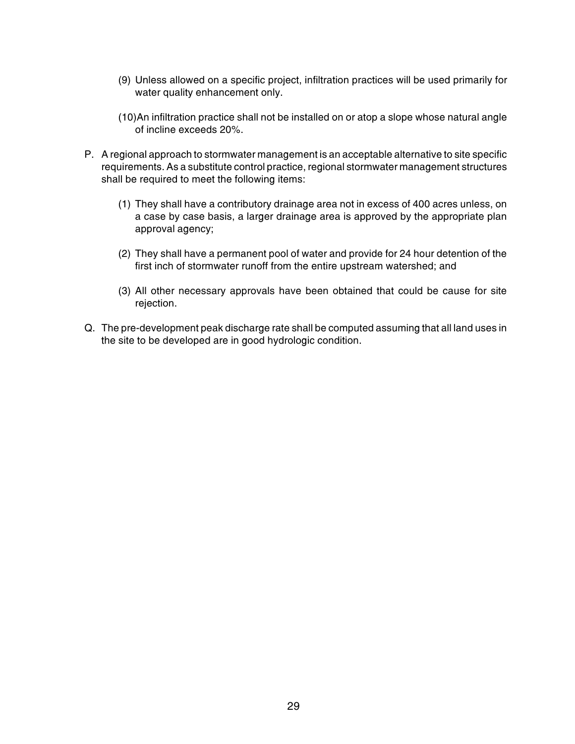(9) Unless allowed on a specific project, infiltration practices will be used primarily for water quality enhancement only.

(10) An infiltration practice shall not be installed on or atop a slope whose natural angle of incline exceeds 20%.

P. A regional approach to stormwater management is an acceptable alternative to site specific requirements. As a substitute control practice, regional stormwater management structures shall be required to meet the following items:

   (1) They shall have a contributory drainage area not in excess of 400 acres unless, on a case by case basis, a larger drainage area is approved by the appropriate plan approval agency;

   (2) They shall have a permanent pool of water and provide for 24 hour detention of the first inch of stormwater runoff from the entire upstream watershed; and

   (3) All other necessary approvals have been obtained that could be cause for site rejection.

Q. The pre-development peak discharge rate shall be computed assuming that all land uses in the site to be developed are in good hydrologic condition.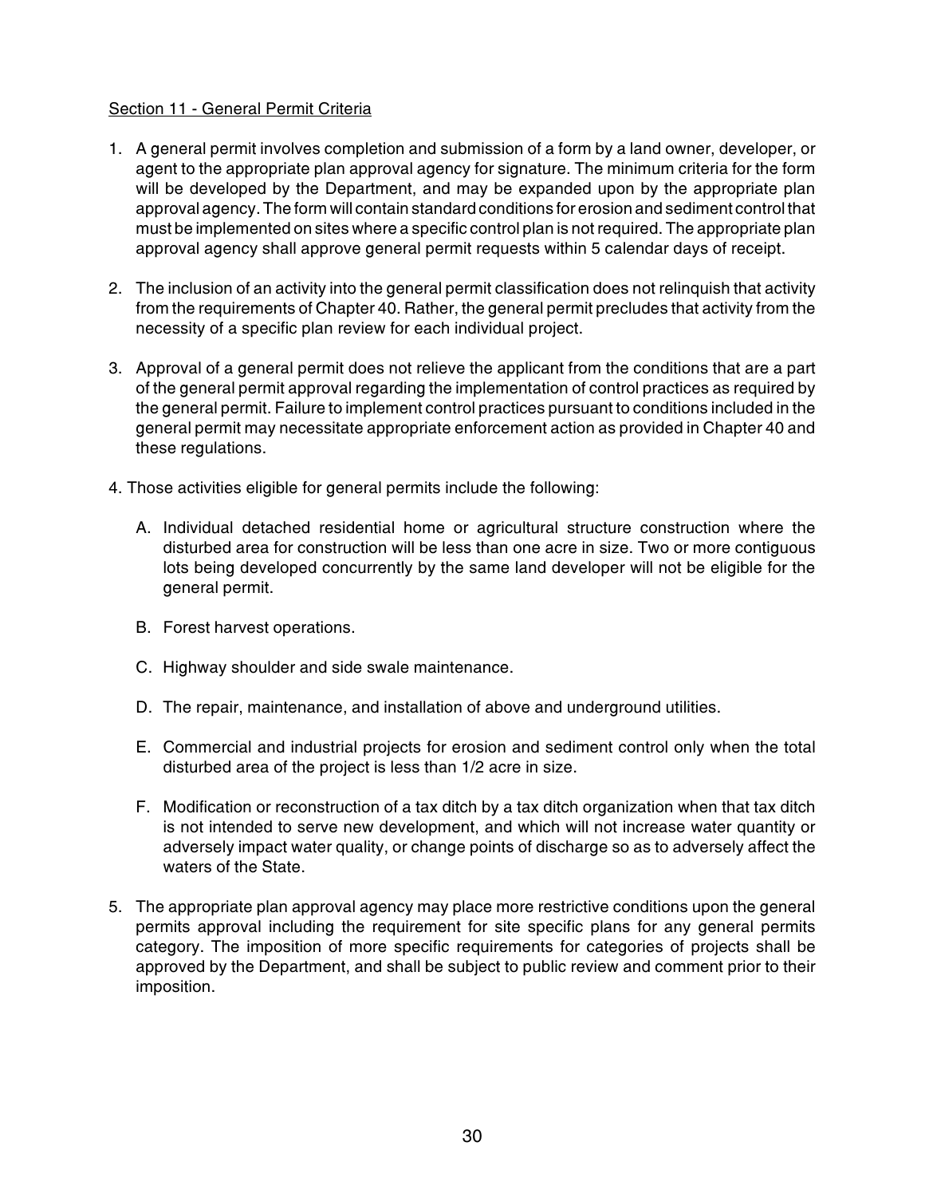Section 11 - General Permit Criteria

1. A general permit involves completion and submission of a form by a land owner, developer, or agent to the appropriate plan approval agency for signature. The minimum criteria for the form will be developed by the Department, and may be expanded upon by the appropriate plan approval agency. The form will contain standard conditions for erosion and sediment control that must be implemented on sites where a specific control plan is not required. The appropriate plan approval agency shall approve general permit requests within 5 calendar days of receipt.

2. The inclusion of an activity into the general permit classification does not relinquish that activity from the requirements of Chapter 40. Rather, the general permit precludes that activity from the necessity of a specific plan review for each individual project.

3. Approval of a general permit does not relieve the applicant from the conditions that are a part of the general permit approval regarding the implementation of control practices as required by the general permit. Failure to implement control practices pursuant to conditions included in the general permit may necessitate appropriate enforcement action as provided in Chapter 40 and these regulations.

4. Those activities eligible for general permits include the following:

   A. Individual detached residential home or agricultural structure construction where the disturbed area for construction will be less than one acre in size. Two or more contiguous lots being developed concurrently by the same land developer will not be eligible for the general permit.

   B. Forest harvest operations.

   C. Highway shoulder and side swale maintenance.

   D. The repair, maintenance, and installation of above and underground utilities.

   E. Commercial and industrial projects for erosion and sediment control only when the total disturbed area of the project is less than 1/2 acre in size.

   F. Modification or reconstruction of a tax ditch by a tax ditch organization when that tax ditch is not intended to serve new development, and which will not increase water quantity or adversely impact water quality, or change points of discharge so as to adversely affect the waters of the State.

5. The appropriate plan approval agency may place more restrictive conditions upon the general permits approval including the requirement for site specific plans for any general permits category. The imposition of more specific requirements for categories of projects shall be approved by the Department, and shall be subject to public review and comment prior to their imposition.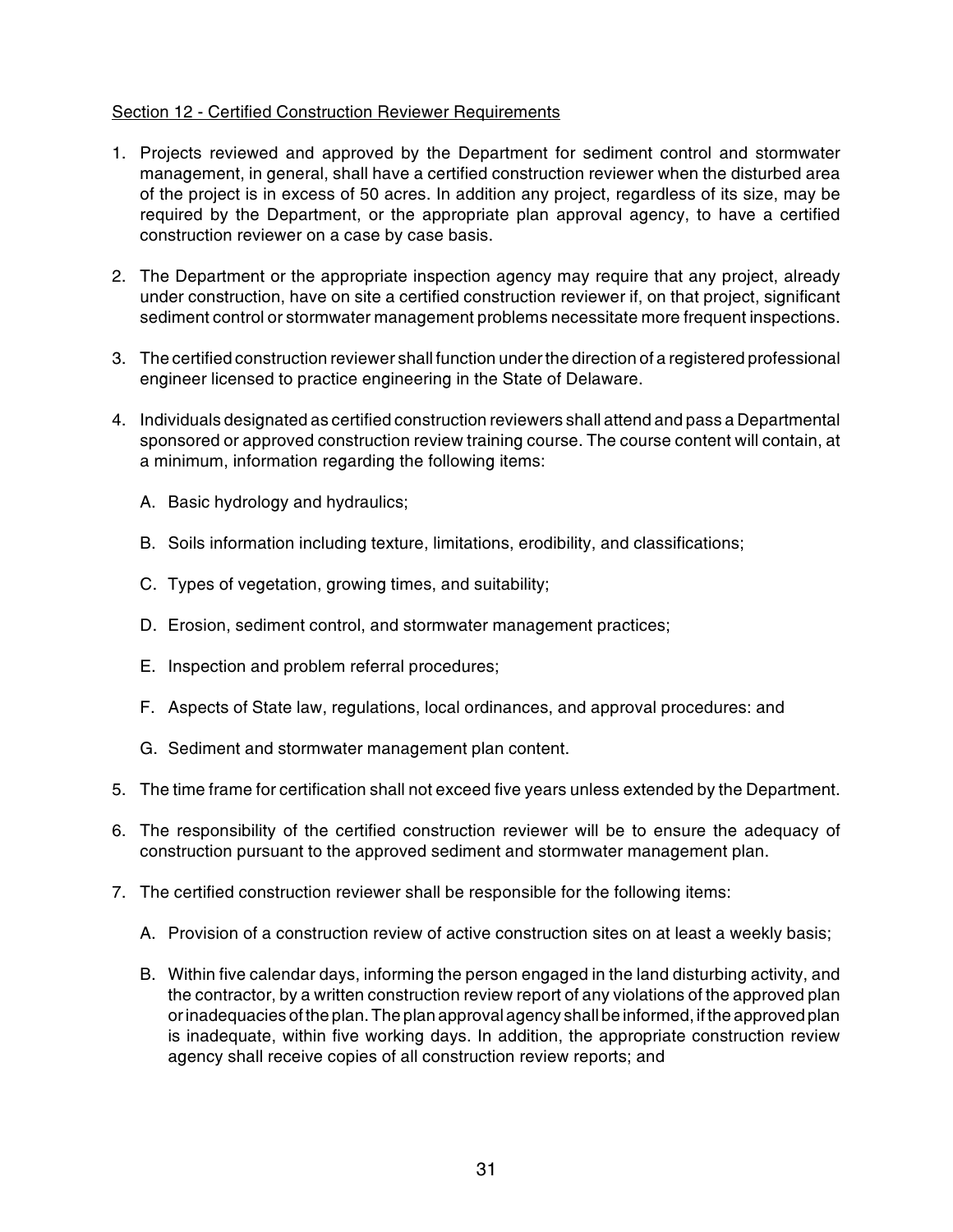Section 12 - Certified Construction Reviewer Requirements

1. Projects reviewed and approved by the Department for sediment control and stormwater management, in general, shall have a certified construction reviewer when the disturbed area of the project is in excess of 50 acres. In addition any project, regardless of its size, may be required by the Department, or the appropriate plan approval agency, to have a certified construction reviewer on a case by case basis.

2. The Department or the appropriate inspection agency may require that any project, already under construction, have on site a certified construction reviewer if, on that project, significant sediment control or stormwater management problems necessitate more frequent inspections.

3. The certified construction reviewer shall function under the direction of a registered professional engineer licensed to practice engineering in the State of Delaware.

4. Individuals designated as certified construction reviewers shall attend and pass a Departmental sponsored or approved construction review training course. The course content will contain, at a minimum, information regarding the following items:

   A. Basic hydrology and hydraulics;

   B. Soils information including texture, limitations, erodibility, and classifications;

   C. Types of vegetation, growing times, and suitability;

   D. Erosion, sediment control, and stormwater management practices;

   E. Inspection and problem referral procedures;

   F. Aspects of State law, regulations, local ordinances, and approval procedures: and

   G. Sediment and stormwater management plan content.

5. The time frame for certification shall not exceed five years unless extended by the Department.

6. The responsibility of the certified construction reviewer will be to ensure the adequacy of construction pursuant to the approved sediment and stormwater management plan.

7. The certified construction reviewer shall be responsible for the following items:

   A. Provision of a construction review of active construction sites on at least a weekly basis;

   B. Within five calendar days, informing the person engaged in the land disturbing activity, and the contractor, by a written construction review report of any violations of the approved plan or inadequacies of the plan. The plan approval agency shall be informed, if the approved plan is inadequate, within five working days. In addition, the appropriate construction review agency shall receive copies of all construction review reports; and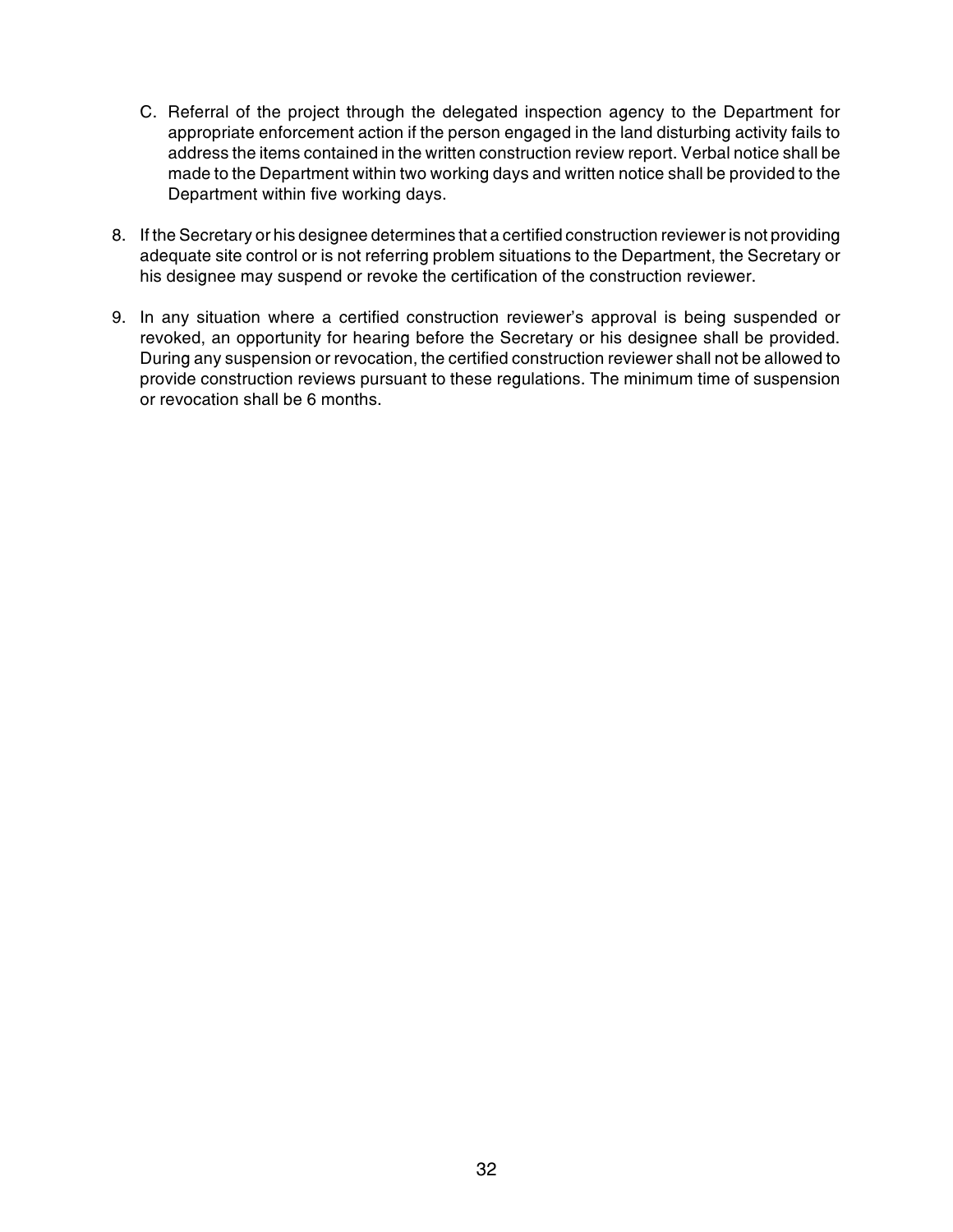C. Referral of the project through the delegated inspection agency to the Department for appropriate enforcement action if the person engaged in the land disturbing activity fails to address the items contained in the written construction review report. Verbal notice shall be made to the Department within two working days and written notice shall be provided to the Department within five working days.

8. If the Secretary or his designee determines that a certified construction reviewer is not providing adequate site control or is not referring problem situations to the Department, the Secretary or his designee may suspend or revoke the certification of the construction reviewer.

9. In any situation where a certified construction reviewer's approval is being suspended or revoked, an opportunity for hearing before the Secretary or his designee shall be provided. During any suspension or revocation, the certified construction reviewer shall not be allowed to provide construction reviews pursuant to these regulations. The minimum time of suspension or revocation shall be 6 months.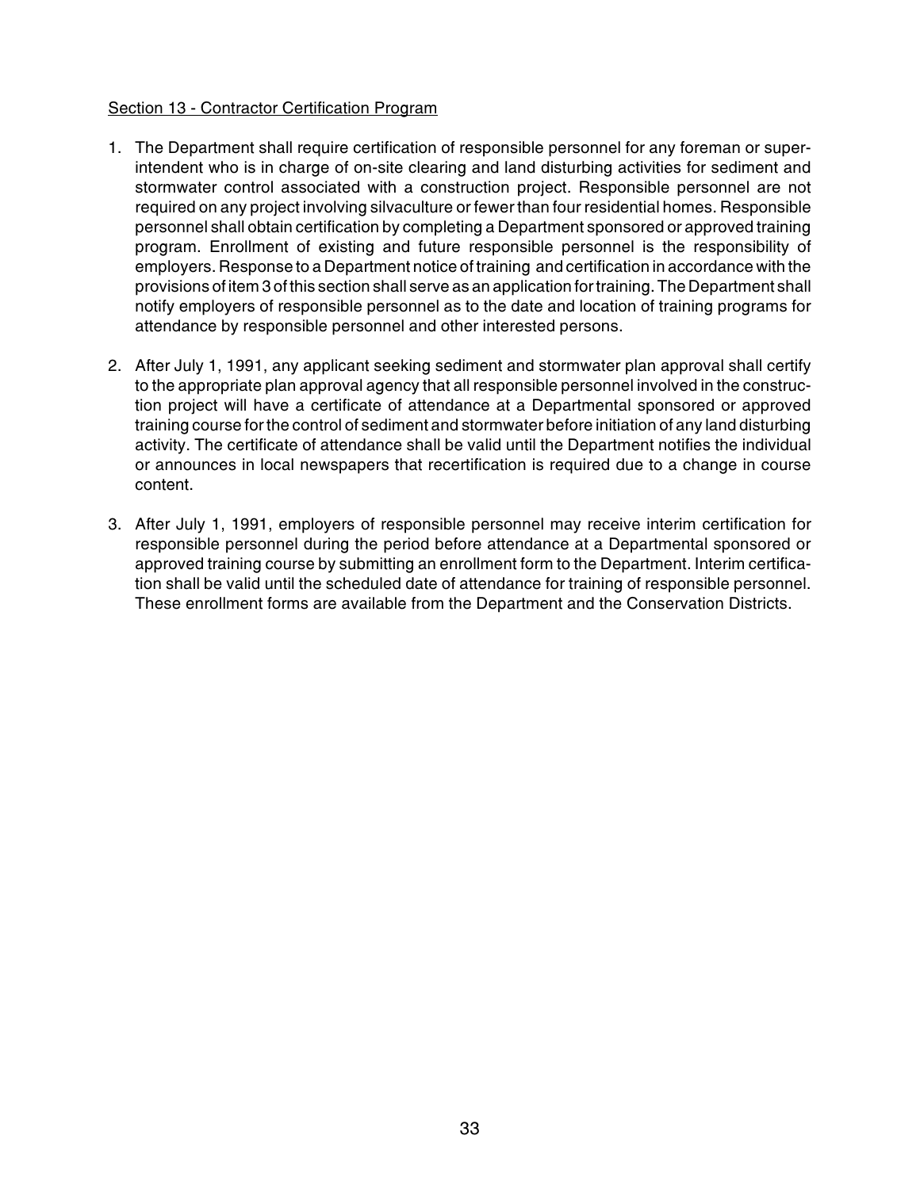Section 13 - Contractor Certification Program

1. The Department shall require certification of responsible personnel for any foreman or superintendent who is in charge of on-site clearing and land disturbing activities for sediment and stormwater control associated with a construction project. Responsible personnel are not required on any project involving silvaculture or fewer than four residential homes. Responsible personnel shall obtain certification by completing a Department sponsored or approved training program. Enrollment of existing and future responsible personnel is the responsibility of employers. Response to a Department notice of training and certification in accordance with the provisions of item 3 of this section shall serve as an application for training. The Department shall notify employers of responsible personnel as to the date and location of training programs for attendance by responsible personnel and other interested persons.

2. After July 1, 1991, any applicant seeking sediment and stormwater plan approval shall certify to the appropriate plan approval agency that all responsible personnel involved in the construction project will have a certificate of attendance at a Departmental sponsored or approved training course for the control of sediment and stormwater before initiation of any land disturbing activity. The certificate of attendance shall be valid until the Department notifies the individual or announces in local newspapers that recertification is required due to a change in course content.

3. After July 1, 1991, employers of responsible personnel may receive interim certification for responsible personnel during the period before attendance at a Departmental sponsored or approved training course by submitting an enrollment form to the Department. Interim certification shall be valid until the scheduled date of attendance for training of responsible personnel. These enrollment forms are available from the Department and the Conservation Districts.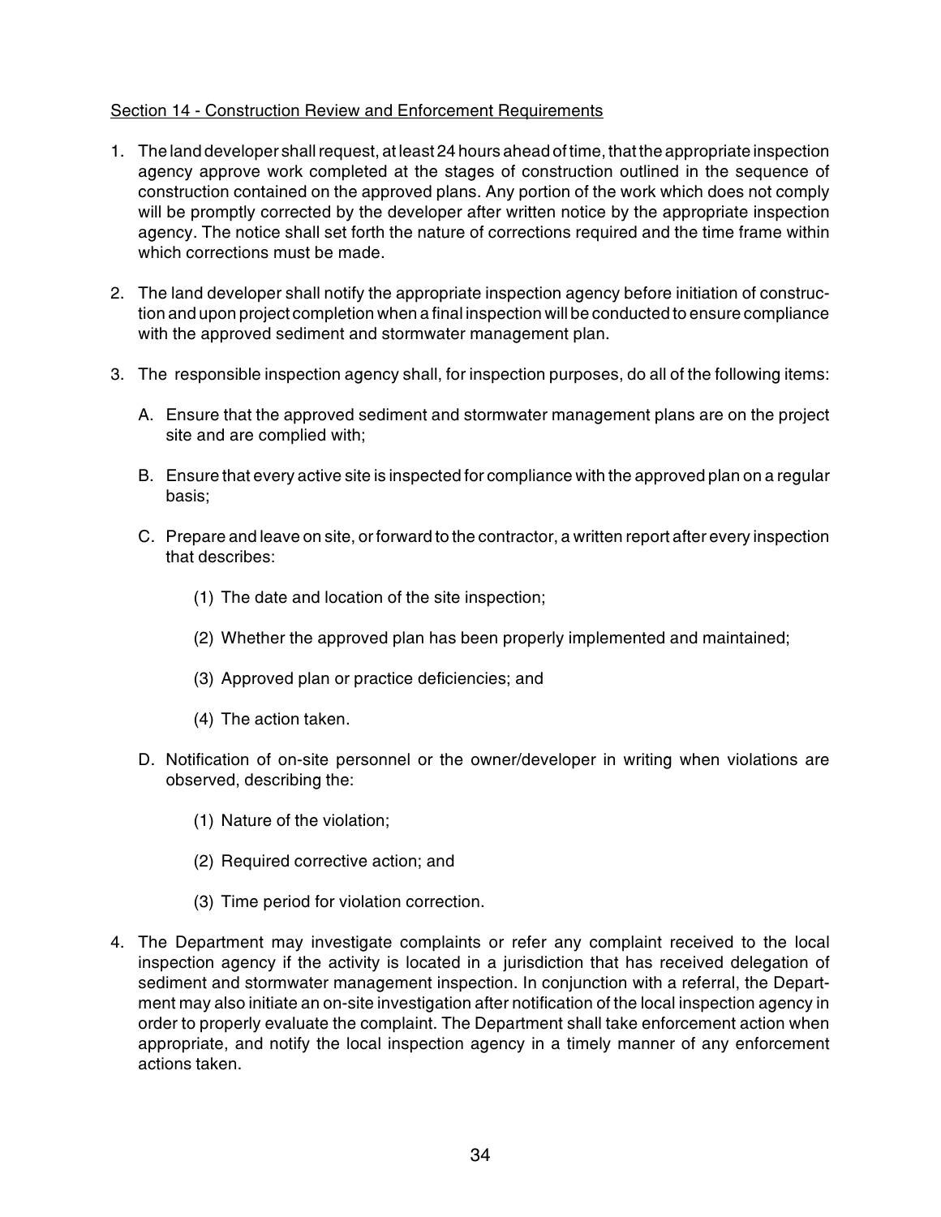<u>Section 14 - Construction Review and Enforcement Requirements</u>

1. The land developer shall request, at least 24 hours ahead of time, that the appropriate inspection agency approve work completed at the stages of construction outlined in the sequence of construction contained on the approved plans. Any portion of the work which does not comply will be promptly corrected by the developer after written notice by the appropriate inspection agency. The notice shall set forth the nature of corrections required and the time frame within which corrections must be made.

2. The land developer shall notify the appropriate inspection agency before initiation of construction and upon project completion when a final inspection will be conducted to ensure compliance with the approved sediment and stormwater management plan.

3. The responsible inspection agency shall, for inspection purposes, do all of the following items:

   A. Ensure that the approved sediment and stormwater management plans are on the project site and are complied with;

   B. Ensure that every active site is inspected for compliance with the approved plan on a regular basis;

   C. Prepare and leave on site, or forward to the contractor, a written report after every inspection that describes:

      (1) The date and location of the site inspection;

      (2) Whether the approved plan has been properly implemented and maintained;

      (3) Approved plan or practice deficiencies; and

      (4) The action taken.

   D. Notification of on-site personnel or the owner/developer in writing when violations are observed, describing the:

      (1) Nature of the violation;

      (2) Required corrective action; and

      (3) Time period for violation correction.

4. The Department may investigate complaints or refer any complaint received to the local inspection agency if the activity is located in a jurisdiction that has received delegation of sediment and stormwater management inspection. In conjunction with a referral, the Department may also initiate an on-site investigation after notification of the local inspection agency in order to properly evaluate the complaint. The Department shall take enforcement action when appropriate, and notify the local inspection agency in a timely manner of any enforcement actions taken.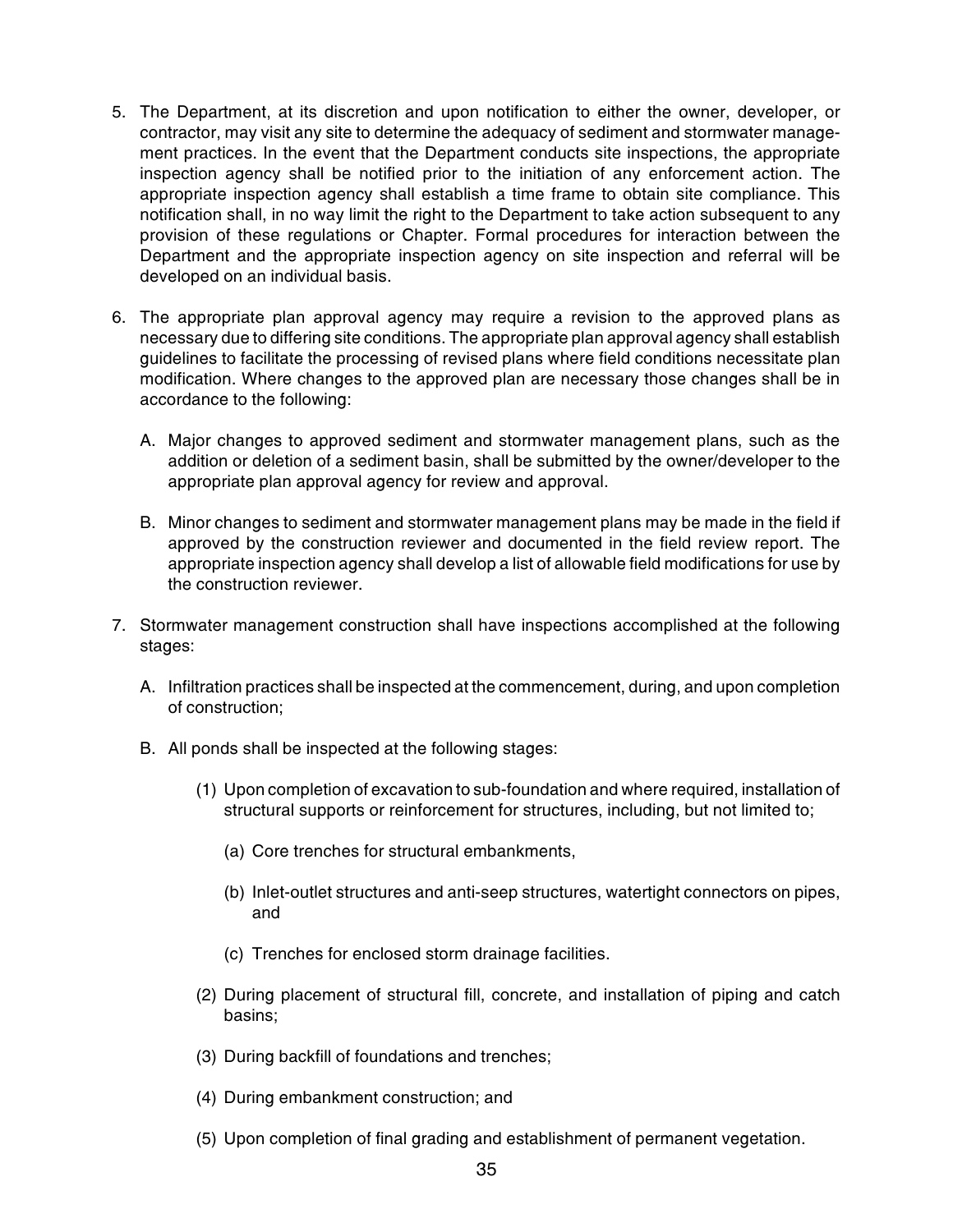5. The Department, at its discretion and upon notification to either the owner, developer, or contractor, may visit any site to determine the adequacy of sediment and stormwater management practices. In the event that the Department conducts site inspections, the appropriate inspection agency shall be notified prior to the initiation of any enforcement action. The appropriate inspection agency shall establish a time frame to obtain site compliance. This notification shall, in no way limit the right to the Department to take action subsequent to any provision of these regulations or Chapter. Formal procedures for interaction between the Department and the appropriate inspection agency on site inspection and referral will be developed on an individual basis.

6. The appropriate plan approval agency may require a revision to the approved plans as necessary due to differing site conditions. The appropriate plan approval agency shall establish guidelines to facilitate the processing of revised plans where field conditions necessitate plan modification. Where changes to the approved plan are necessary those changes shall be in accordance to the following:

   A. Major changes to approved sediment and stormwater management plans, such as the addition or deletion of a sediment basin, shall be submitted by the owner/developer to the appropriate plan approval agency for review and approval.

   B. Minor changes to sediment and stormwater management plans may be made in the field if approved by the construction reviewer and documented in the field review report. The appropriate inspection agency shall develop a list of allowable field modifications for use by the construction reviewer.

7. Stormwater management construction shall have inspections accomplished at the following stages:

   A. Infiltration practices shall be inspected at the commencement, during, and upon completion of construction;

   B. All ponds shall be inspected at the following stages:

      (1) Upon completion of excavation to sub-foundation and where required, installation of structural supports or reinforcement for structures, including, but not limited to;

         (a) Core trenches for structural embankments,

         (b) Inlet-outlet structures and anti-seep structures, watertight connectors on pipes, and

         (c) Trenches for enclosed storm drainage facilities.

      (2) During placement of structural fill, concrete, and installation of piping and catch basins;

      (3) During backfill of foundations and trenches;

      (4) During embankment construction; and

      (5) Upon completion of final grading and establishment of permanent vegetation.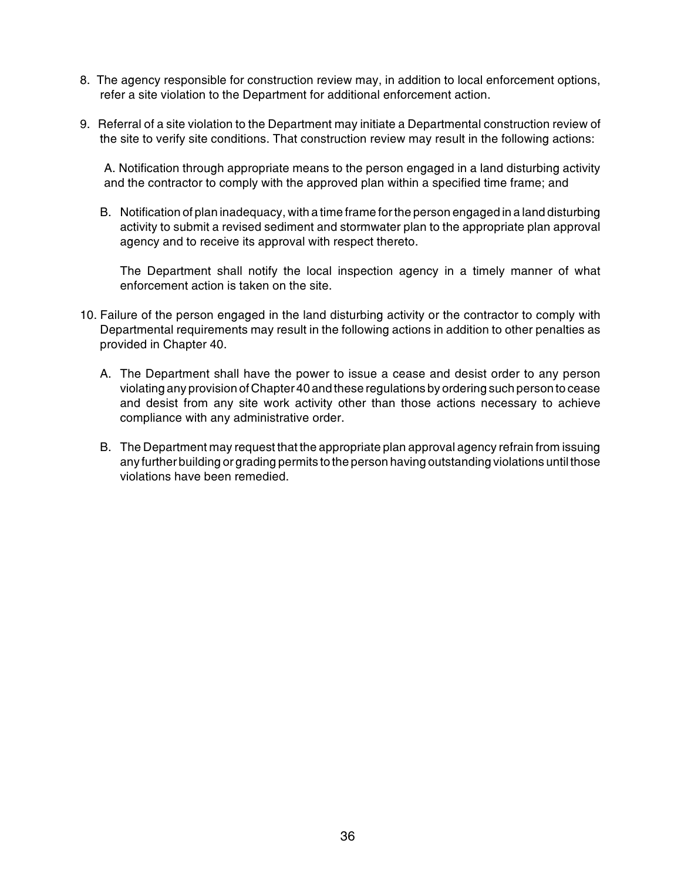8. The agency responsible for construction review may, in addition to local enforcement options, refer a site violation to the Department for additional enforcement action.

9. Referral of a site violation to the Department may initiate a Departmental construction review of the site to verify site conditions. That construction review may result in the following actions:

   A. Notification through appropriate means to the person engaged in a land disturbing activity and the contractor to comply with the approved plan within a specified time frame; and

   B. Notification of plan inadequacy, with a time frame for the person engaged in a land disturbing activity to submit a revised sediment and stormwater plan to the appropriate plan approval agency and to receive its approval with respect thereto.

   The Department shall notify the local inspection agency in a timely manner of what enforcement action is taken on the site.

10. Failure of the person engaged in the land disturbing activity or the contractor to comply with Departmental requirements may result in the following actions in addition to other penalties as provided in Chapter 40.

    A. The Department shall have the power to issue a cease and desist order to any person violating any provision of Chapter 40 and these regulations by ordering such person to cease and desist from any site work activity other than those actions necessary to achieve compliance with any administrative order.

    B. The Department may request that the appropriate plan approval agency refrain from issuing any further building or grading permits to the person having outstanding violations until those violations have been remedied.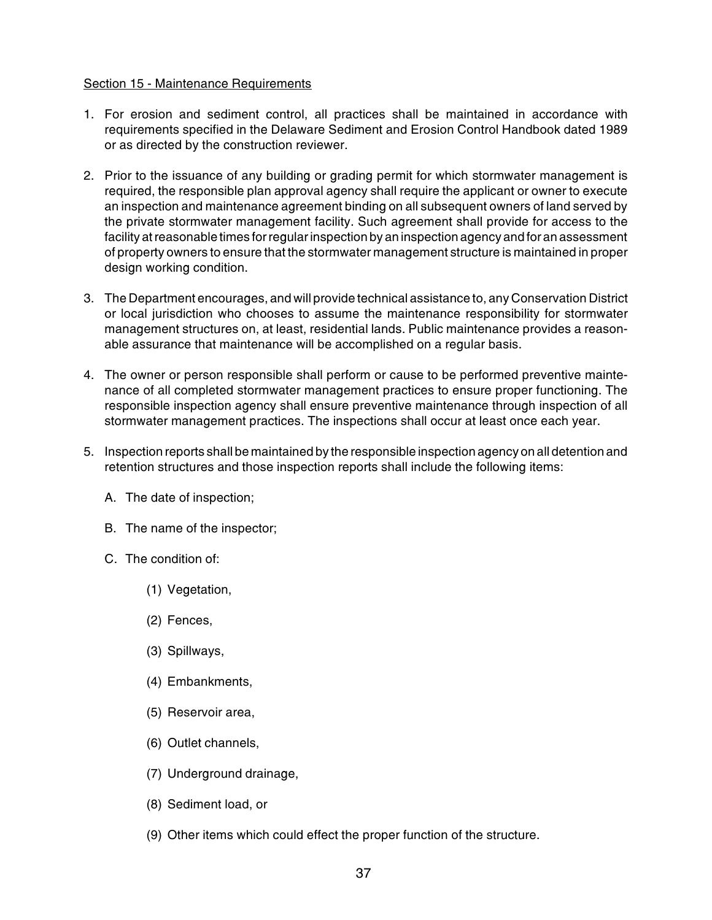Section 15 - Maintenance Requirements

1. For erosion and sediment control, all practices shall be maintained in accordance with requirements specified in the Delaware Sediment and Erosion Control Handbook dated 1989 or as directed by the construction reviewer.

2. Prior to the issuance of any building or grading permit for which stormwater management is required, the responsible plan approval agency shall require the applicant or owner to execute an inspection and maintenance agreement binding on all subsequent owners of land served by the private stormwater management facility. Such agreement shall provide for access to the facility at reasonable times for regular inspection by an inspection agency and for an assessment of property owners to ensure that the stormwater management structure is maintained in proper design working condition.

3. The Department encourages, and will provide technical assistance to, any Conservation District or local jurisdiction who chooses to assume the maintenance responsibility for stormwater management structures on, at least, residential lands. Public maintenance provides a reasonable assurance that maintenance will be accomplished on a regular basis.

4. The owner or person responsible shall perform or cause to be performed preventive maintenance of all completed stormwater management practices to ensure proper functioning. The responsible inspection agency shall ensure preventive maintenance through inspection of all stormwater management practices. The inspections shall occur at least once each year.

5. Inspection reports shall be maintained by the responsible inspection agency on all detention and retention structures and those inspection reports shall include the following items:

   A. The date of inspection;

   B. The name of the inspector;

   C. The condition of:

      (1) Vegetation,

      (2) Fences,

      (3) Spillways,

      (4) Embankments,

      (5) Reservoir area,

      (6) Outlet channels,

      (7) Underground drainage,

      (8) Sediment load, or

      (9) Other items which could effect the proper function of the structure.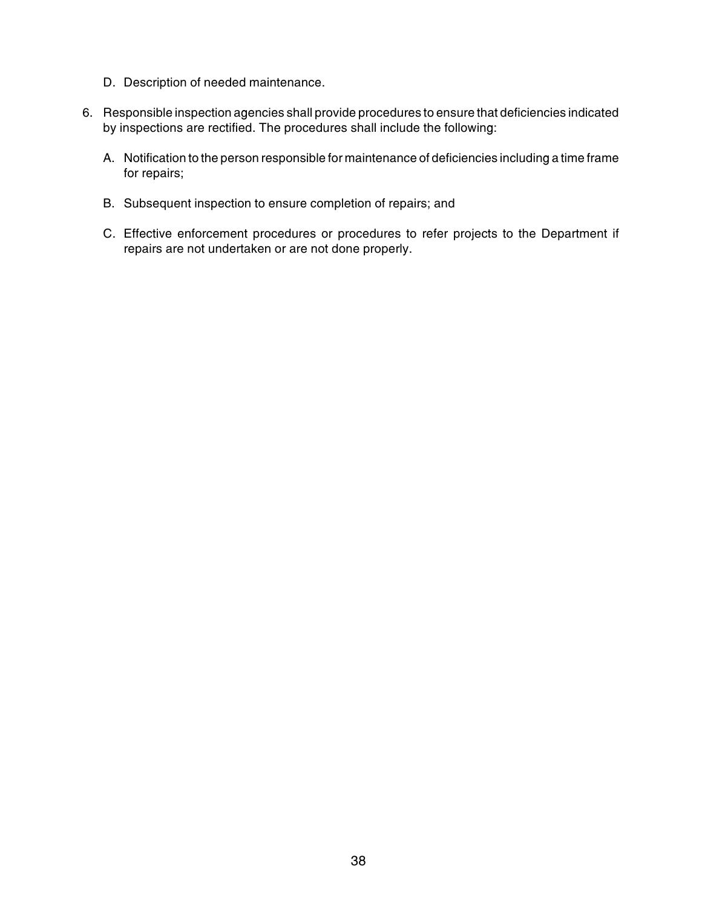D. Description of needed maintenance.

6. Responsible inspection agencies shall provide procedures to ensure that deficiencies indicated by inspections are rectified. The procedures shall include the following:

   A. Notification to the person responsible for maintenance of deficiencies including a time frame for repairs;

   B. Subsequent inspection to ensure completion of repairs; and

   C. Effective enforcement procedures or procedures to refer projects to the Department if repairs are not undertaken or are not done properly.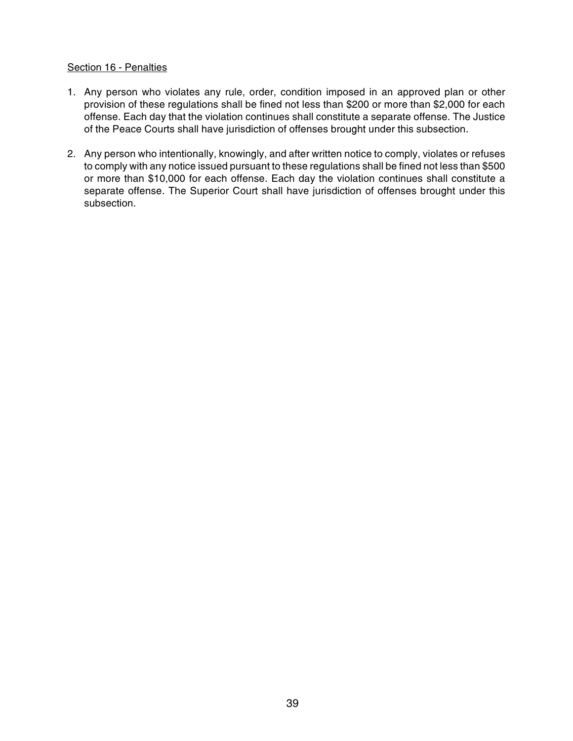Section 16 - Penalties

1. Any person who violates any rule, order, condition imposed in an approved plan or other provision of these regulations shall be fined not less than $200 or more than $2,000 for each offense. Each day that the violation continues shall constitute a separate offense. The Justice of the Peace Courts shall have jurisdiction of offenses brought under this subsection.

2. Any person who intentionally, knowingly, and after written notice to comply, violates or refuses to comply with any notice issued pursuant to these regulations shall be fined not less than $500 or more than $10,000 for each offense. Each day the violation continues shall constitute a separate offense. The Superior Court shall have jurisdiction of offenses brought under this subsection.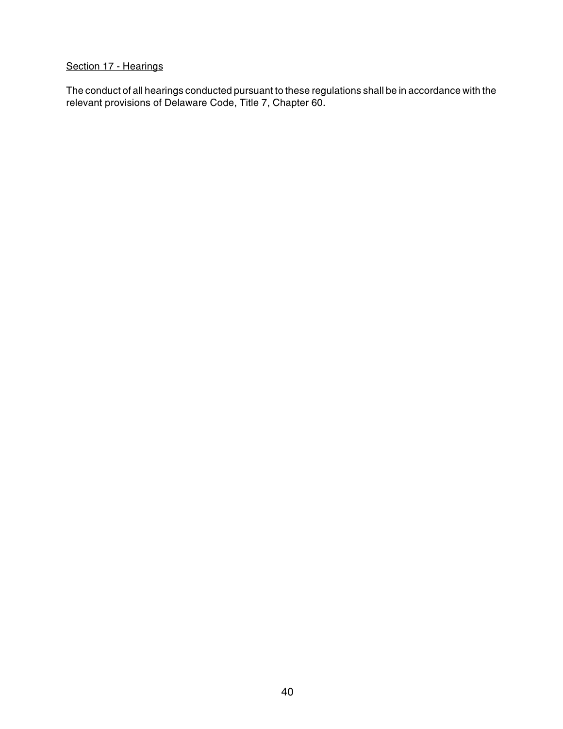Section 17 - Hearings

The conduct of all hearings conducted pursuant to these regulations shall be in accordance with the relevant provisions of Delaware Code, Title 7, Chapter 60.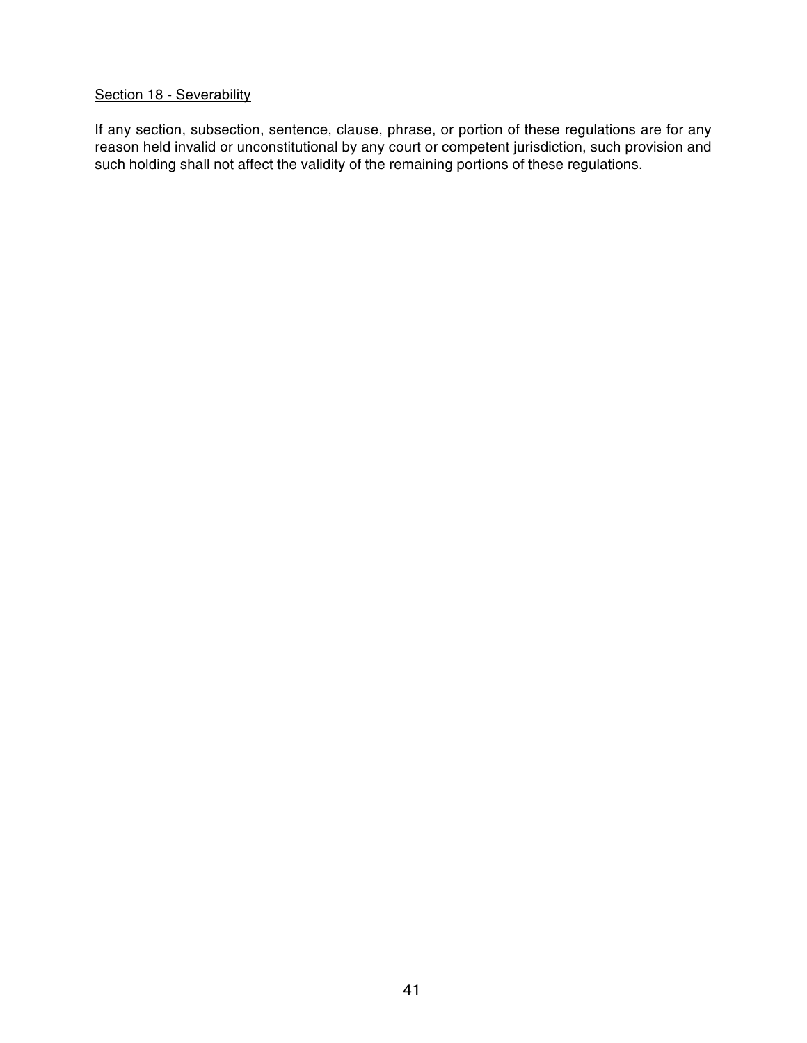<u>Section 18 - Severability</u>

If any section, subsection, sentence, clause, phrase, or portion of these regulations are for any reason held invalid or unconstitutional by any court or competent jurisdiction, such provision and such holding shall not affect the validity of the remaining portions of these regulations.